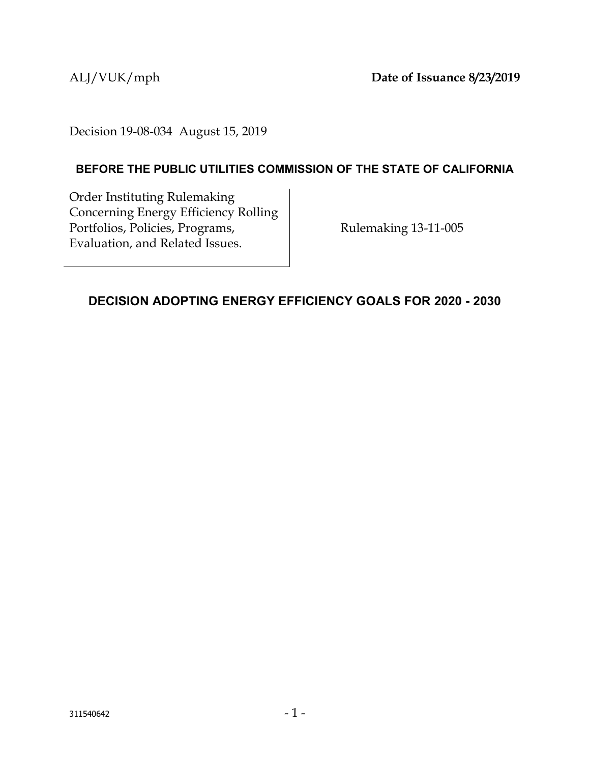ALJ/VUK/mph **Date of Issuance 8/23/2019**

Decision 19-08-034 August 15, 2019

**BEFORE THE PUBLIC UTILITIES COMMISSION OF THE STATE OF CALIFORNIA**

| Order Instituting Rulemaking Concerning Energy Efficiency Rolling Portfolios, Policies, Programs, Evaluation, and Related Issues. | Rulemaking 13-11-005 |
| --- | --- |

## DECISION ADOPTING ENERGY EFFICIENCY GOALS FOR 2020 - 2030

311540642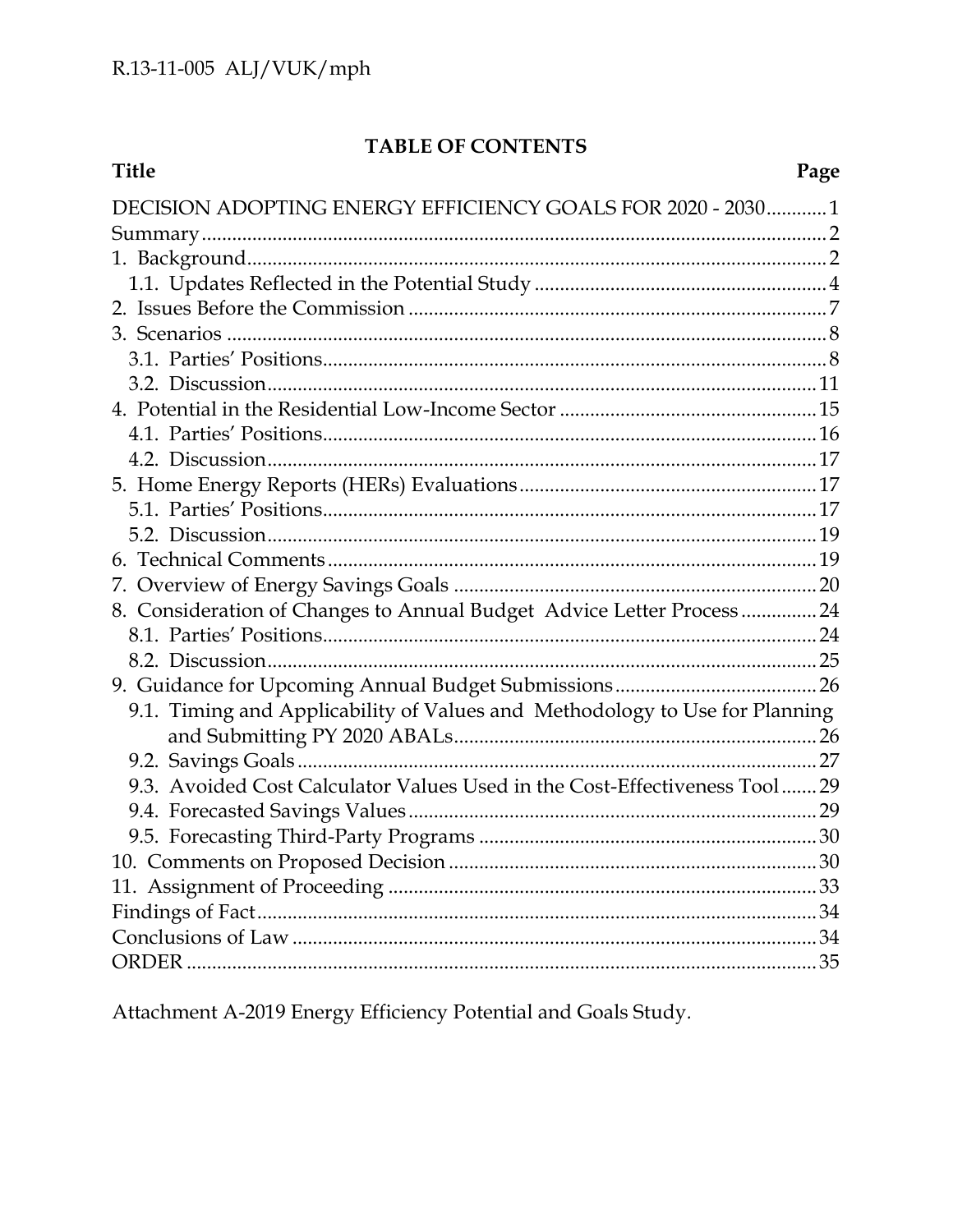R.13-11-005 ALJ/VUK/mph

## TABLE OF CONTENTS

| Title | Page |
|---|---|
| DECISION ADOPTING ENERGY EFFICIENCY GOALS FOR 2020 - 2030 | 1 |
| Summary | 2 |
| 1. Background | 2 |
| 1.1. Updates Reflected in the Potential Study | 4 |
| 2. Issues Before the Commission | 7 |
| 3. Scenarios | 8 |
| 3.1. Parties' Positions | 8 |
| 3.2. Discussion | 11 |
| 4. Potential in the Residential Low-Income Sector | 15 |
| 4.1. Parties' Positions | 16 |
| 4.2. Discussion | 17 |
| 5. Home Energy Reports (HERs) Evaluations | 17 |
| 5.1. Parties' Positions | 17 |
| 5.2. Discussion | 19 |
| 6. Technical Comments | 19 |
| 7. Overview of Energy Savings Goals | 20 |
| 8. Consideration of Changes to Annual Budget Advice Letter Process | 24 |
| 8.1. Parties' Positions | 24 |
| 8.2. Discussion | 25 |
| 9. Guidance for Upcoming Annual Budget Submissions | 26 |
| 9.1. Timing and Applicability of Values and Methodology to Use for Planning and Submitting PY 2020 ABALs | 26 |
| 9.2. Savings Goals | 27 |
| 9.3. Avoided Cost Calculator Values Used in the Cost-Effectiveness Tool | 29 |
| 9.4. Forecasted Savings Values | 29 |
| 9.5. Forecasting Third-Party Programs | 30 |
| 10. Comments on Proposed Decision | 30 |
| 11. Assignment of Proceeding | 33 |
| Findings of Fact | 34 |
| Conclusions of Law | 34 |
| ORDER | 35 |

Attachment A-2019 Energy Efficiency Potential and Goals Study.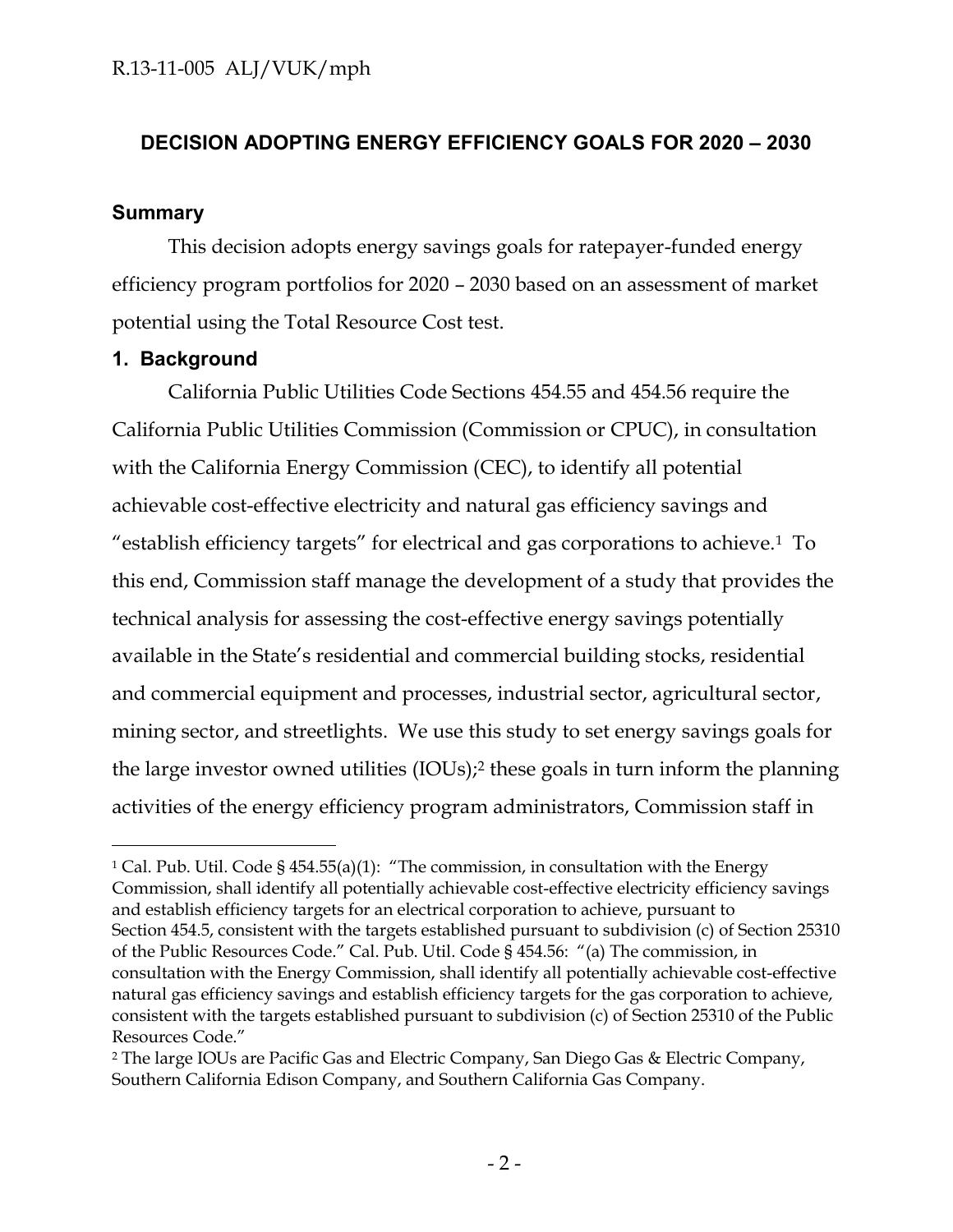## DECISION ADOPTING ENERGY EFFICIENCY GOALS FOR 2020 – 2030

### Summary

This decision adopts energy savings goals for ratepayer-funded energy efficiency program portfolios for 2020 – 2030 based on an assessment of market potential using the Total Resource Cost test.

### 1. Background

California Public Utilities Code Sections 454.55 and 454.56 require the California Public Utilities Commission (Commission or CPUC), in consultation with the California Energy Commission (CEC), to identify all potential achievable cost-effective electricity and natural gas efficiency savings and "establish efficiency targets" for electrical and gas corporations to achieve.[1] To this end, Commission staff manage the development of a study that provides the technical analysis for assessing the cost-effective energy savings potentially available in the State's residential and commercial building stocks, residential and commercial equipment and processes, industrial sector, agricultural sector, mining sector, and streetlights. We use this study to set energy savings goals for the large investor owned utilities (IOUs);[2] these goals in turn inform the planning activities of the energy efficiency program administrators, Commission staff in

---

[1] Cal. Pub. Util. Code § 454.55(a)(1): "The commission, in consultation with the Energy Commission, shall identify all potentially achievable cost-effective electricity efficiency savings and establish efficiency targets for an electrical corporation to achieve, pursuant to Section 454.5, consistent with the targets established pursuant to subdivision (c) of Section 25310 of the Public Resources Code." Cal. Pub. Util. Code § 454.56: "(a) The commission, in consultation with the Energy Commission, shall identify all potentially achievable cost-effective natural gas efficiency savings and establish efficiency targets for the gas corporation to achieve, consistent with the targets established pursuant to subdivision (c) of Section 25310 of the Public Resources Code."

[2] The large IOUs are Pacific Gas and Electric Company, San Diego Gas & Electric Company, Southern California Edison Company, and Southern California Gas Company.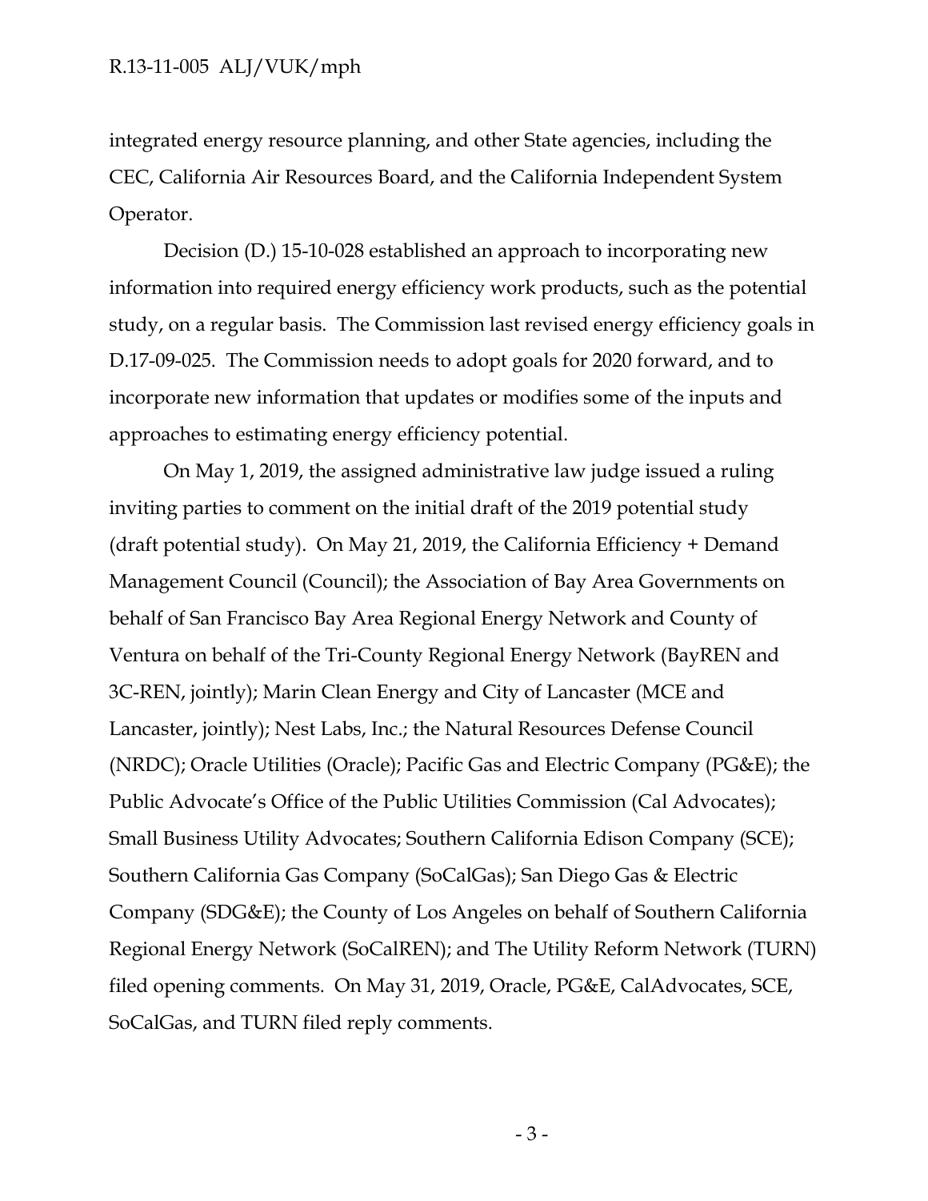integrated energy resource planning, and other State agencies, including the CEC, California Air Resources Board, and the California Independent System Operator.

Decision (D.) 15-10-028 established an approach to incorporating new information into required energy efficiency work products, such as the potential study, on a regular basis. The Commission last revised energy efficiency goals in D.17-09-025. The Commission needs to adopt goals for 2020 forward, and to incorporate new information that updates or modifies some of the inputs and approaches to estimating energy efficiency potential.

On May 1, 2019, the assigned administrative law judge issued a ruling inviting parties to comment on the initial draft of the 2019 potential study (draft potential study). On May 21, 2019, the California Efficiency + Demand Management Council (Council); the Association of Bay Area Governments on behalf of San Francisco Bay Area Regional Energy Network and County of Ventura on behalf of the Tri-County Regional Energy Network (BayREN and 3C-REN, jointly); Marin Clean Energy and City of Lancaster (MCE and Lancaster, jointly); Nest Labs, Inc.; the Natural Resources Defense Council (NRDC); Oracle Utilities (Oracle); Pacific Gas and Electric Company (PG&E); the Public Advocate's Office of the Public Utilities Commission (Cal Advocates); Small Business Utility Advocates; Southern California Edison Company (SCE); Southern California Gas Company (SoCalGas); San Diego Gas & Electric Company (SDG&E); the County of Los Angeles on behalf of Southern California Regional Energy Network (SoCalREN); and The Utility Reform Network (TURN) filed opening comments. On May 31, 2019, Oracle, PG&E, CalAdvocates, SCE, SoCalGas, and TURN filed reply comments.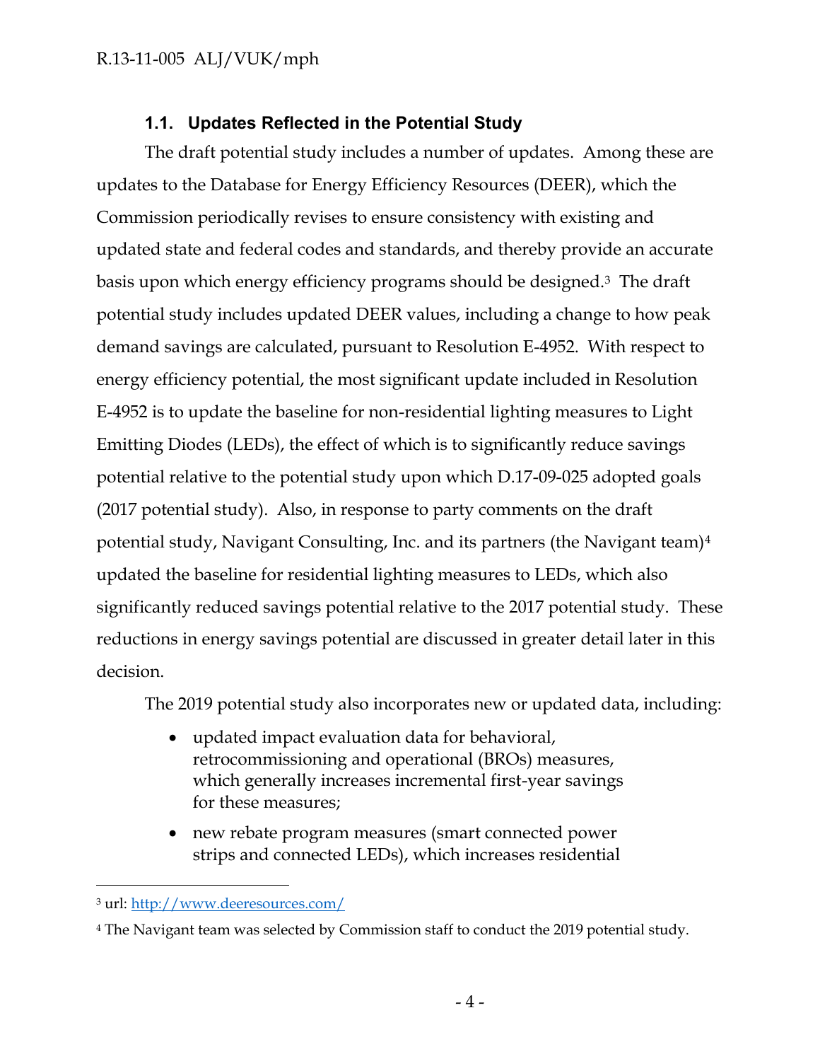### 1.1. Updates Reflected in the Potential Study

The draft potential study includes a number of updates. Among these are updates to the Database for Energy Efficiency Resources (DEER), which the Commission periodically revises to ensure consistency with existing and updated state and federal codes and standards, and thereby provide an accurate basis upon which energy efficiency programs should be designed.[3] The draft potential study includes updated DEER values, including a change to how peak demand savings are calculated, pursuant to Resolution E-4952. With respect to energy efficiency potential, the most significant update included in Resolution E-4952 is to update the baseline for non-residential lighting measures to Light Emitting Diodes (LEDs), the effect of which is to significantly reduce savings potential relative to the potential study upon which D.17-09-025 adopted goals (2017 potential study). Also, in response to party comments on the draft potential study, Navigant Consulting, Inc. and its partners (the Navigant team)[4] updated the baseline for residential lighting measures to LEDs, which also significantly reduced savings potential relative to the 2017 potential study. These reductions in energy savings potential are discussed in greater detail later in this decision.

The 2019 potential study also incorporates new or updated data, including:

- updated impact evaluation data for behavioral, retrocommissioning and operational (BROs) measures, which generally increases incremental first-year savings for these measures;
- new rebate program measures (smart connected power strips and connected LEDs), which increases residential

---

[3] url: http://www.deeresources.com/

[4] The Navigant team was selected by Commission staff to conduct the 2019 potential study.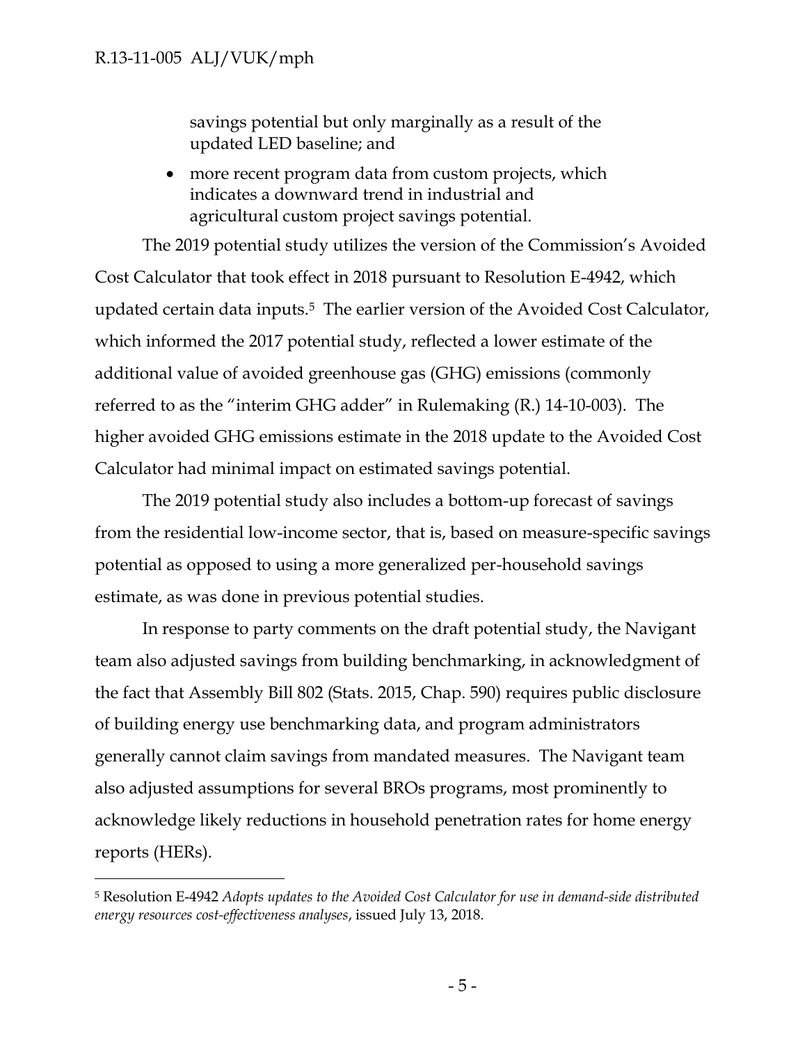savings potential but only marginally as a result of the updated LED baseline; and

- more recent program data from custom projects, which indicates a downward trend in industrial and agricultural custom project savings potential.

The 2019 potential study utilizes the version of the Commission's Avoided Cost Calculator that took effect in 2018 pursuant to Resolution E-4942, which updated certain data inputs.[5] The earlier version of the Avoided Cost Calculator, which informed the 2017 potential study, reflected a lower estimate of the additional value of avoided greenhouse gas (GHG) emissions (commonly referred to as the "interim GHG adder" in Rulemaking (R.) 14-10-003). The higher avoided GHG emissions estimate in the 2018 update to the Avoided Cost Calculator had minimal impact on estimated savings potential.

The 2019 potential study also includes a bottom-up forecast of savings from the residential low-income sector, that is, based on measure-specific savings potential as opposed to using a more generalized per-household savings estimate, as was done in previous potential studies.

In response to party comments on the draft potential study, the Navigant team also adjusted savings from building benchmarking, in acknowledgment of the fact that Assembly Bill 802 (Stats. 2015, Chap. 590) requires public disclosure of building energy use benchmarking data, and program administrators generally cannot claim savings from mandated measures. The Navigant team also adjusted assumptions for several BROs programs, most prominently to acknowledge likely reductions in household penetration rates for home energy reports (HERs).

---

[5] Resolution E-4942 *Adopts updates to the Avoided Cost Calculator for use in demand-side distributed energy resources cost-effectiveness analyses*, issued July 13, 2018.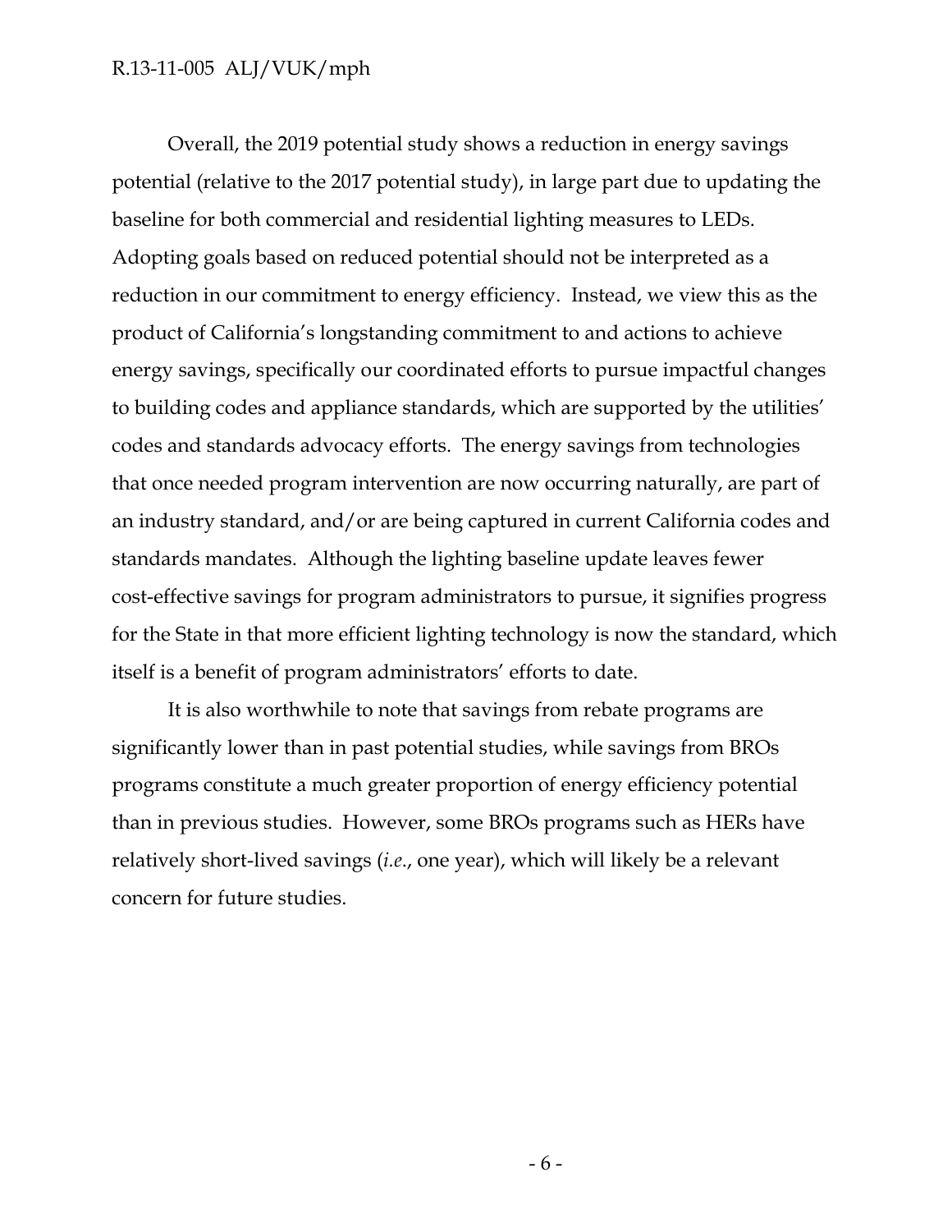Overall, the 2019 potential study shows a reduction in energy savings potential (relative to the 2017 potential study), in large part due to updating the baseline for both commercial and residential lighting measures to LEDs. Adopting goals based on reduced potential should not be interpreted as a reduction in our commitment to energy efficiency. Instead, we view this as the product of California's longstanding commitment to and actions to achieve energy savings, specifically our coordinated efforts to pursue impactful changes to building codes and appliance standards, which are supported by the utilities' codes and standards advocacy efforts. The energy savings from technologies that once needed program intervention are now occurring naturally, are part of an industry standard, and/or are being captured in current California codes and standards mandates. Although the lighting baseline update leaves fewer cost-effective savings for program administrators to pursue, it signifies progress for the State in that more efficient lighting technology is now the standard, which itself is a benefit of program administrators' efforts to date.

It is also worthwhile to note that savings from rebate programs are significantly lower than in past potential studies, while savings from BROs programs constitute a much greater proportion of energy efficiency potential than in previous studies. However, some BROs programs such as HERs have relatively short-lived savings (*i.e.*, one year), which will likely be a relevant concern for future studies.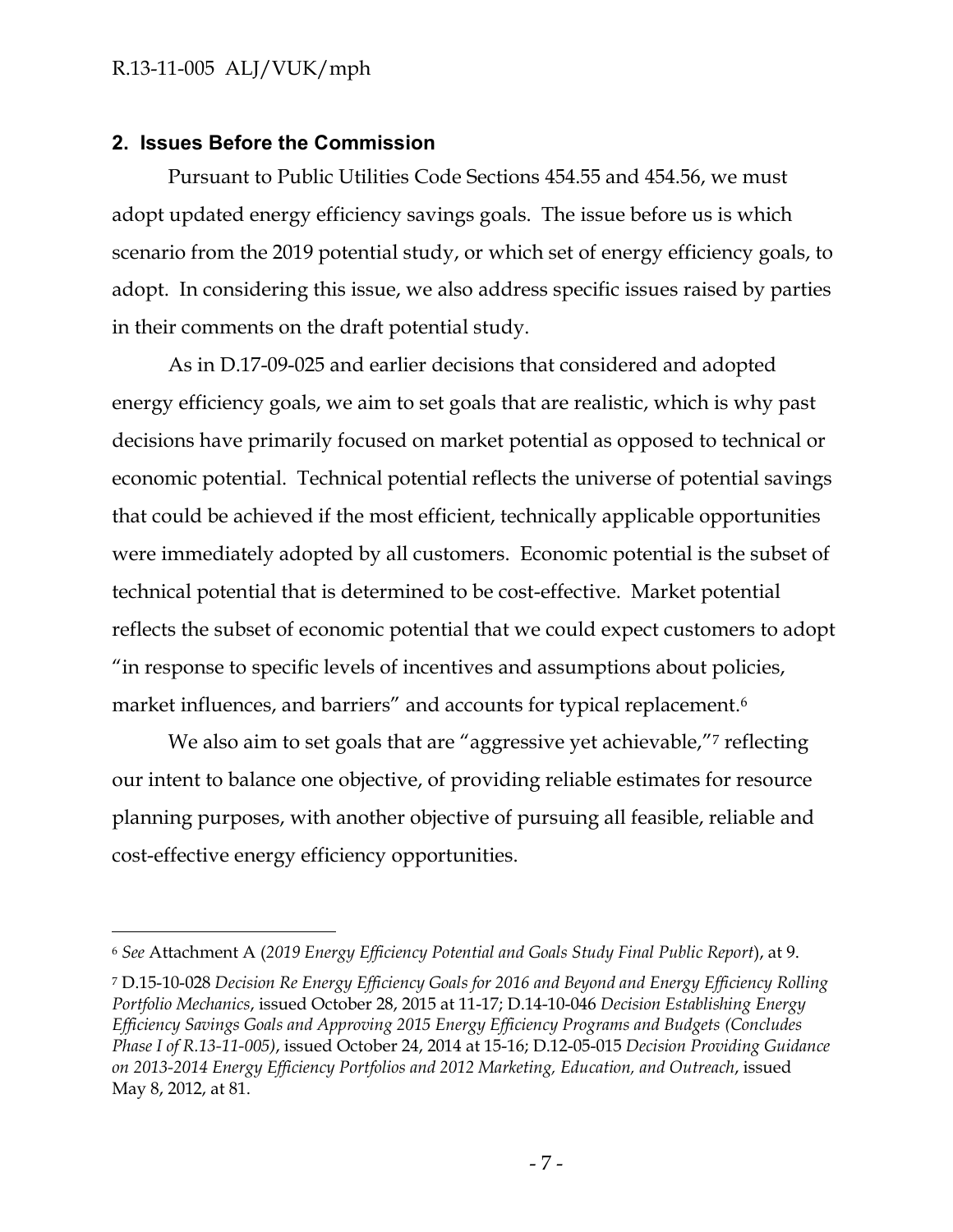## 2. Issues Before the Commission

Pursuant to Public Utilities Code Sections 454.55 and 454.56, we must adopt updated energy efficiency savings goals. The issue before us is which scenario from the 2019 potential study, or which set of energy efficiency goals, to adopt. In considering this issue, we also address specific issues raised by parties in their comments on the draft potential study.

As in D.17-09-025 and earlier decisions that considered and adopted energy efficiency goals, we aim to set goals that are realistic, which is why past decisions have primarily focused on market potential as opposed to technical or economic potential. Technical potential reflects the universe of potential savings that could be achieved if the most efficient, technically applicable opportunities were immediately adopted by all customers. Economic potential is the subset of technical potential that is determined to be cost-effective. Market potential reflects the subset of economic potential that we could expect customers to adopt "in response to specific levels of incentives and assumptions about policies, market influences, and barriers" and accounts for typical replacement.[6]

We also aim to set goals that are "aggressive yet achievable,"[7] reflecting our intent to balance one objective, of providing reliable estimates for resource planning purposes, with another objective of pursuing all feasible, reliable and cost-effective energy efficiency opportunities.

---

[6] *See* Attachment A (*2019 Energy Efficiency Potential and Goals Study Final Public Report*), at 9.

[7] D.15-10-028 *Decision Re Energy Efficiency Goals for 2016 and Beyond and Energy Efficiency Rolling Portfolio Mechanics*, issued October 28, 2015 at 11-17; D.14-10-046 *Decision Establishing Energy Efficiency Savings Goals and Approving 2015 Energy Efficiency Programs and Budgets (Concludes Phase I of R.13-11-005)*, issued October 24, 2014 at 15-16; D.12-05-015 *Decision Providing Guidance on 2013-2014 Energy Efficiency Portfolios and 2012 Marketing, Education, and Outreach*, issued May 8, 2012, at 81.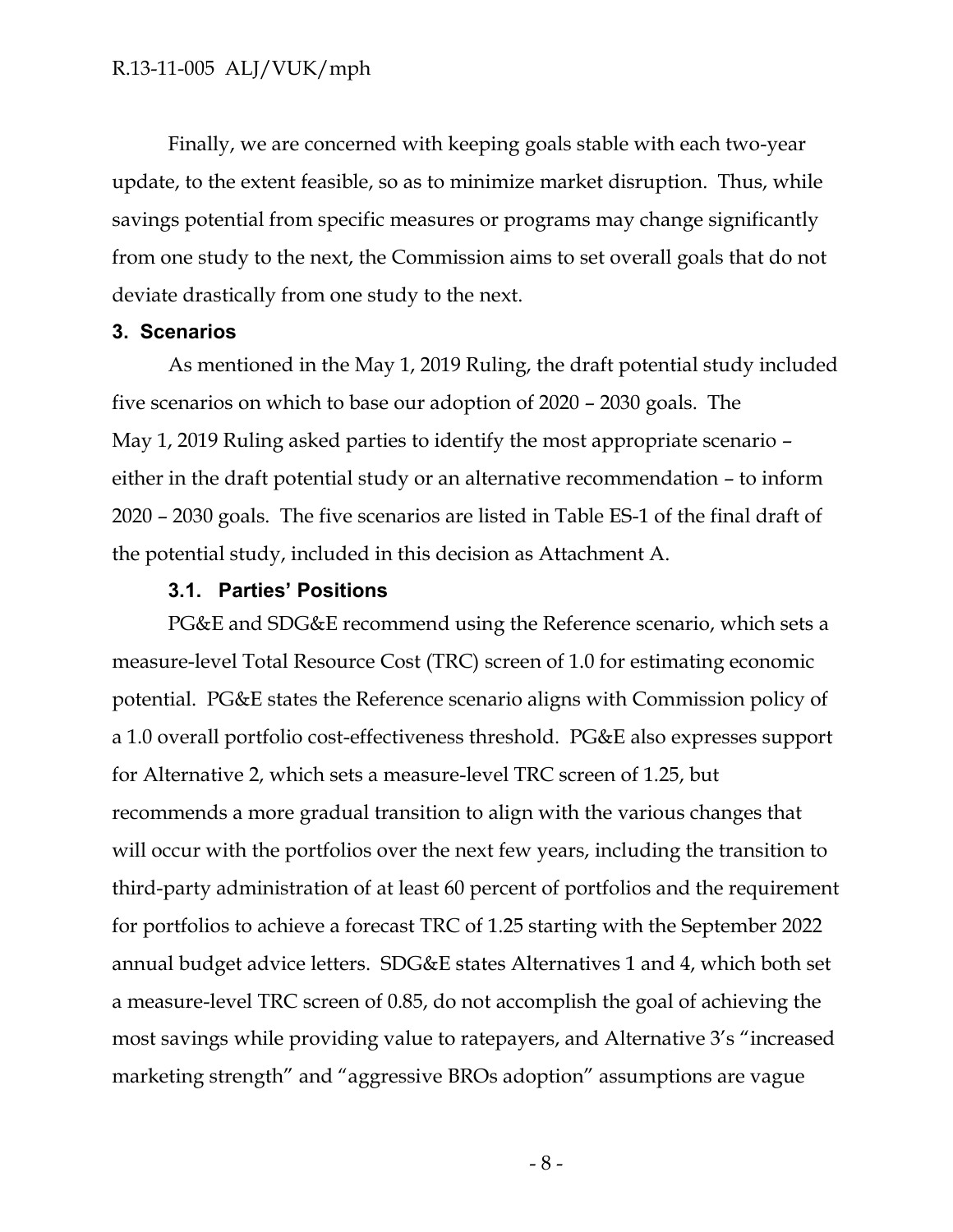Finally, we are concerned with keeping goals stable with each two-year update, to the extent feasible, so as to minimize market disruption. Thus, while savings potential from specific measures or programs may change significantly from one study to the next, the Commission aims to set overall goals that do not deviate drastically from one study to the next.

## 3. Scenarios

As mentioned in the May 1, 2019 Ruling, the draft potential study included five scenarios on which to base our adoption of 2020 – 2030 goals. The May 1, 2019 Ruling asked parties to identify the most appropriate scenario – either in the draft potential study or an alternative recommendation – to inform 2020 – 2030 goals. The five scenarios are listed in Table ES-1 of the final draft of the potential study, included in this decision as Attachment A.

### 3.1. Parties' Positions

PG&E and SDG&E recommend using the Reference scenario, which sets a measure-level Total Resource Cost (TRC) screen of 1.0 for estimating economic potential. PG&E states the Reference scenario aligns with Commission policy of a 1.0 overall portfolio cost-effectiveness threshold. PG&E also expresses support for Alternative 2, which sets a measure-level TRC screen of 1.25, but recommends a more gradual transition to align with the various changes that will occur with the portfolios over the next few years, including the transition to third-party administration of at least 60 percent of portfolios and the requirement for portfolios to achieve a forecast TRC of 1.25 starting with the September 2022 annual budget advice letters. SDG&E states Alternatives 1 and 4, which both set a measure-level TRC screen of 0.85, do not accomplish the goal of achieving the most savings while providing value to ratepayers, and Alternative 3's "increased marketing strength" and "aggressive BROs adoption" assumptions are vague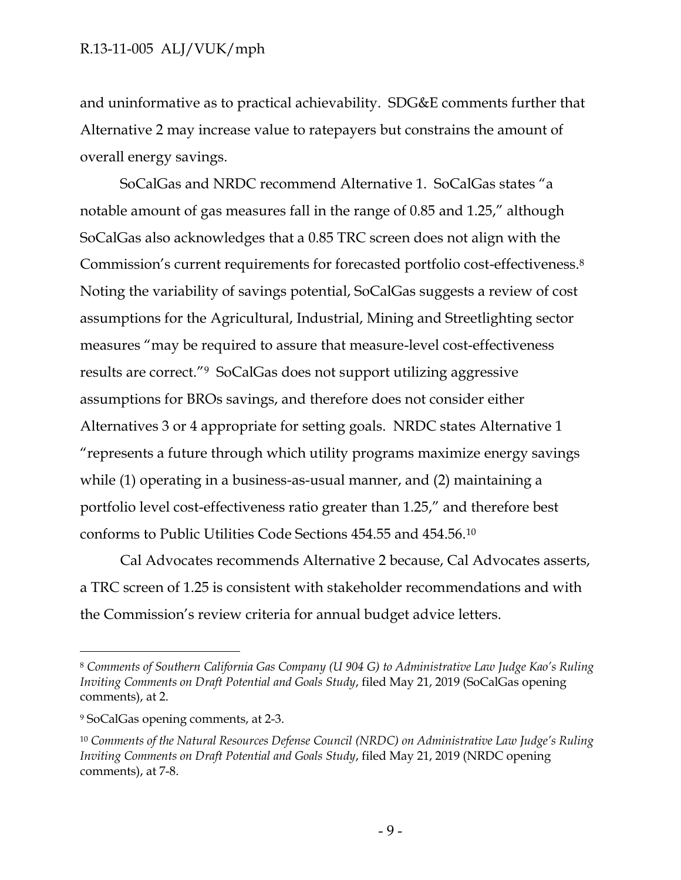and uninformative as to practical achievability. SDG&E comments further that Alternative 2 may increase value to ratepayers but constrains the amount of overall energy savings.

SoCalGas and NRDC recommend Alternative 1. SoCalGas states "a notable amount of gas measures fall in the range of 0.85 and 1.25," although SoCalGas also acknowledges that a 0.85 TRC screen does not align with the Commission's current requirements for forecasted portfolio cost-effectiveness.[8] Noting the variability of savings potential, SoCalGas suggests a review of cost assumptions for the Agricultural, Industrial, Mining and Streetlighting sector measures "may be required to assure that measure-level cost-effectiveness results are correct."[9] SoCalGas does not support utilizing aggressive assumptions for BROs savings, and therefore does not consider either Alternatives 3 or 4 appropriate for setting goals. NRDC states Alternative 1 "represents a future through which utility programs maximize energy savings while (1) operating in a business-as-usual manner, and (2) maintaining a portfolio level cost-effectiveness ratio greater than 1.25," and therefore best conforms to Public Utilities Code Sections 454.55 and 454.56.[10]

Cal Advocates recommends Alternative 2 because, Cal Advocates asserts, a TRC screen of 1.25 is consistent with stakeholder recommendations and with the Commission's review criteria for annual budget advice letters.

---

[8] *Comments of Southern California Gas Company (U 904 G) to Administrative Law Judge Kao's Ruling Inviting Comments on Draft Potential and Goals Study*, filed May 21, 2019 (SoCalGas opening comments), at 2.

[9] SoCalGas opening comments, at 2-3.

[10] *Comments of the Natural Resources Defense Council (NRDC) on Administrative Law Judge's Ruling Inviting Comments on Draft Potential and Goals Study*, filed May 21, 2019 (NRDC opening comments), at 7-8.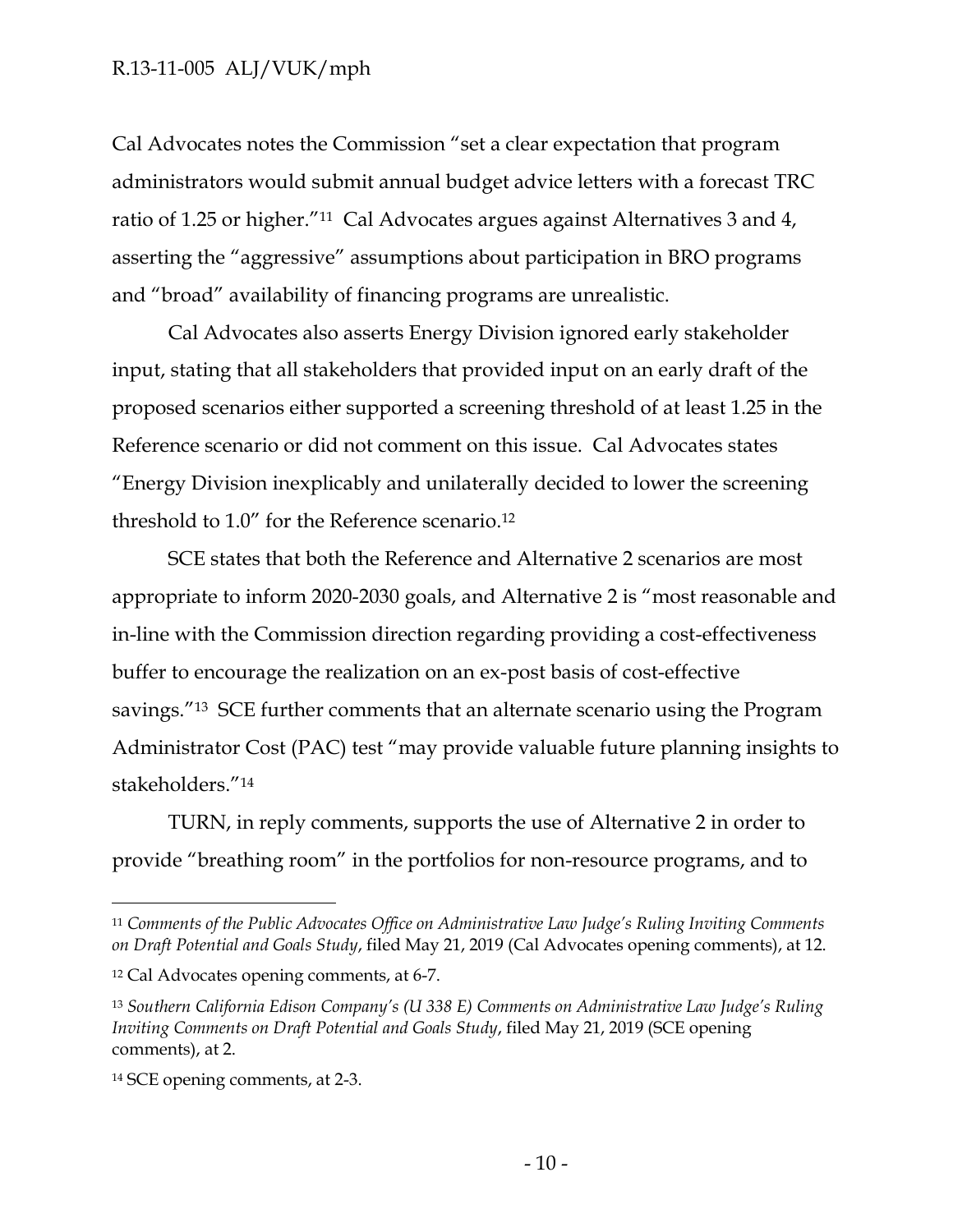Cal Advocates notes the Commission "set a clear expectation that program administrators would submit annual budget advice letters with a forecast TRC ratio of 1.25 or higher."[11] Cal Advocates argues against Alternatives 3 and 4, asserting the "aggressive" assumptions about participation in BRO programs and "broad" availability of financing programs are unrealistic.

Cal Advocates also asserts Energy Division ignored early stakeholder input, stating that all stakeholders that provided input on an early draft of the proposed scenarios either supported a screening threshold of at least 1.25 in the Reference scenario or did not comment on this issue. Cal Advocates states "Energy Division inexplicably and unilaterally decided to lower the screening threshold to 1.0" for the Reference scenario.[12]

SCE states that both the Reference and Alternative 2 scenarios are most appropriate to inform 2020-2030 goals, and Alternative 2 is "most reasonable and in-line with the Commission direction regarding providing a cost-effectiveness buffer to encourage the realization on an ex-post basis of cost-effective savings."[13] SCE further comments that an alternate scenario using the Program Administrator Cost (PAC) test "may provide valuable future planning insights to stakeholders."[14]

TURN, in reply comments, supports the use of Alternative 2 in order to provide "breathing room" in the portfolios for non-resource programs, and to

---

[11] *Comments of the Public Advocates Office on Administrative Law Judge's Ruling Inviting Comments on Draft Potential and Goals Study*, filed May 21, 2019 (Cal Advocates opening comments), at 12.

[12] Cal Advocates opening comments, at 6-7.

[13] *Southern California Edison Company's (U 338 E) Comments on Administrative Law Judge's Ruling Inviting Comments on Draft Potential and Goals Study*, filed May 21, 2019 (SCE opening comments), at 2.

[14] SCE opening comments, at 2-3.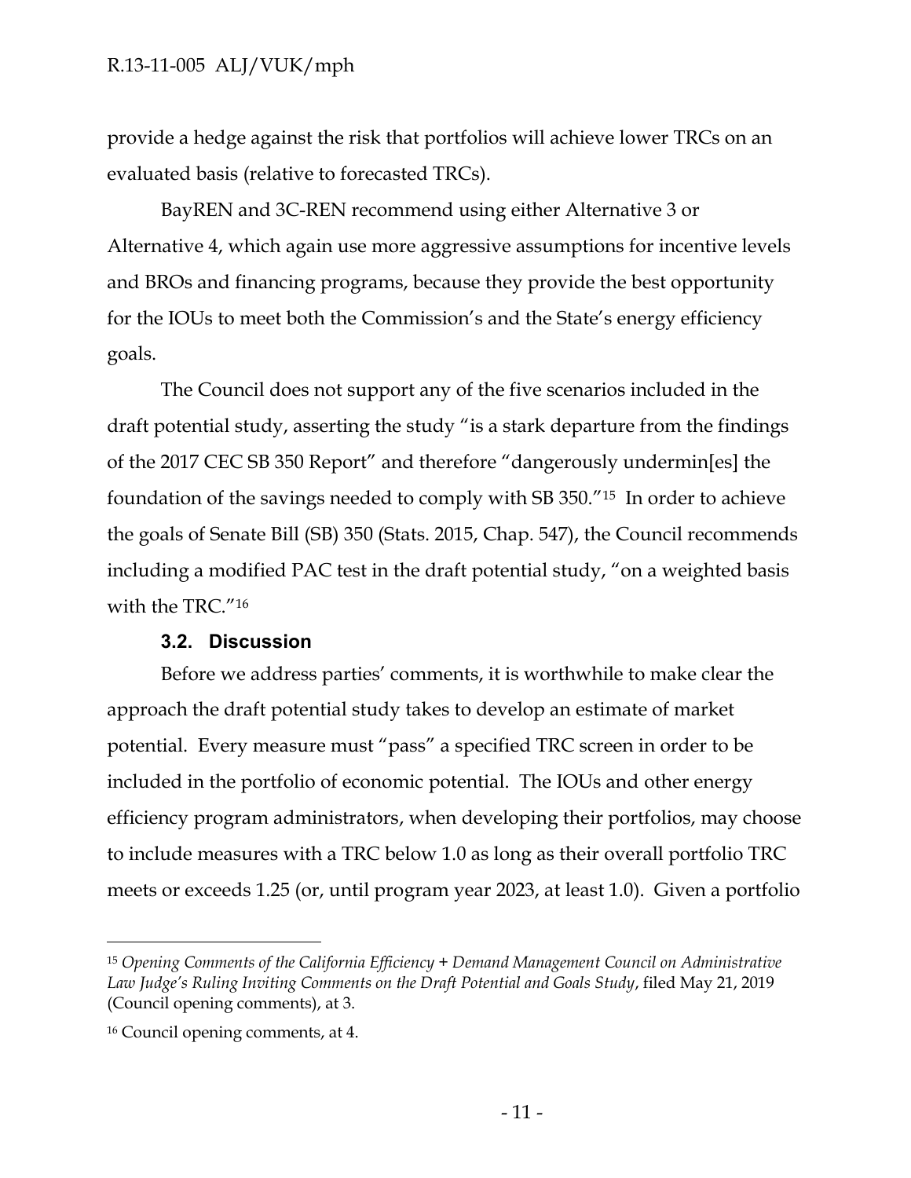provide a hedge against the risk that portfolios will achieve lower TRCs on an evaluated basis (relative to forecasted TRCs).

BayREN and 3C-REN recommend using either Alternative 3 or Alternative 4, which again use more aggressive assumptions for incentive levels and BROs and financing programs, because they provide the best opportunity for the IOUs to meet both the Commission's and the State's energy efficiency goals.

The Council does not support any of the five scenarios included in the draft potential study, asserting the study "is a stark departure from the findings of the 2017 CEC SB 350 Report" and therefore "dangerously undermin[es] the foundation of the savings needed to comply with SB 350."[15] In order to achieve the goals of Senate Bill (SB) 350 (Stats. 2015, Chap. 547), the Council recommends including a modified PAC test in the draft potential study, "on a weighted basis with the TRC."[16]

### 3.2. Discussion

Before we address parties' comments, it is worthwhile to make clear the approach the draft potential study takes to develop an estimate of market potential. Every measure must "pass" a specified TRC screen in order to be included in the portfolio of economic potential. The IOUs and other energy efficiency program administrators, when developing their portfolios, may choose to include measures with a TRC below 1.0 as long as their overall portfolio TRC meets or exceeds 1.25 (or, until program year 2023, at least 1.0). Given a portfolio

---

[15] *Opening Comments of the California Efficiency + Demand Management Council on Administrative Law Judge's Ruling Inviting Comments on the Draft Potential and Goals Study*, filed May 21, 2019 (Council opening comments), at 3.

[16] Council opening comments, at 4.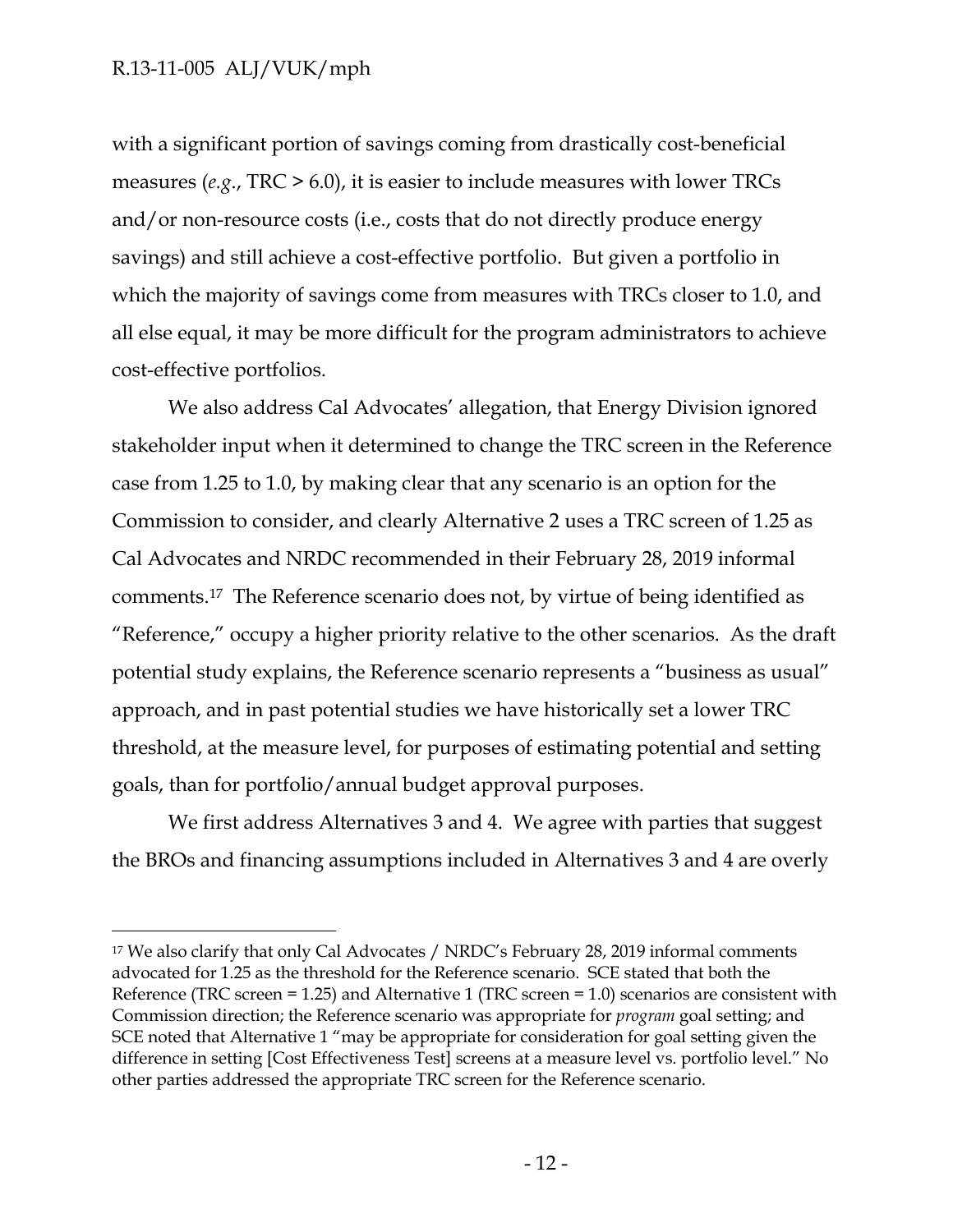with a significant portion of savings coming from drastically cost-beneficial measures (*e.g*., TRC > 6.0), it is easier to include measures with lower TRCs and/or non-resource costs (i.e., costs that do not directly produce energy savings) and still achieve a cost-effective portfolio. But given a portfolio in which the majority of savings come from measures with TRCs closer to 1.0, and all else equal, it may be more difficult for the program administrators to achieve cost-effective portfolios.

We also address Cal Advocates' allegation, that Energy Division ignored stakeholder input when it determined to change the TRC screen in the Reference case from 1.25 to 1.0, by making clear that any scenario is an option for the Commission to consider, and clearly Alternative 2 uses a TRC screen of 1.25 as Cal Advocates and NRDC recommended in their February 28, 2019 informal comments.[17] The Reference scenario does not, by virtue of being identified as "Reference," occupy a higher priority relative to the other scenarios. As the draft potential study explains, the Reference scenario represents a "business as usual" approach, and in past potential studies we have historically set a lower TRC threshold, at the measure level, for purposes of estimating potential and setting goals, than for portfolio/annual budget approval purposes.

We first address Alternatives 3 and 4. We agree with parties that suggest the BROs and financing assumptions included in Alternatives 3 and 4 are overly

---

[17] We also clarify that only Cal Advocates / NRDC's February 28, 2019 informal comments advocated for 1.25 as the threshold for the Reference scenario. SCE stated that both the Reference (TRC screen = 1.25) and Alternative 1 (TRC screen = 1.0) scenarios are consistent with Commission direction; the Reference scenario was appropriate for *program* goal setting; and SCE noted that Alternative 1 "may be appropriate for consideration for goal setting given the difference in setting [Cost Effectiveness Test] screens at a measure level vs. portfolio level." No other parties addressed the appropriate TRC screen for the Reference scenario.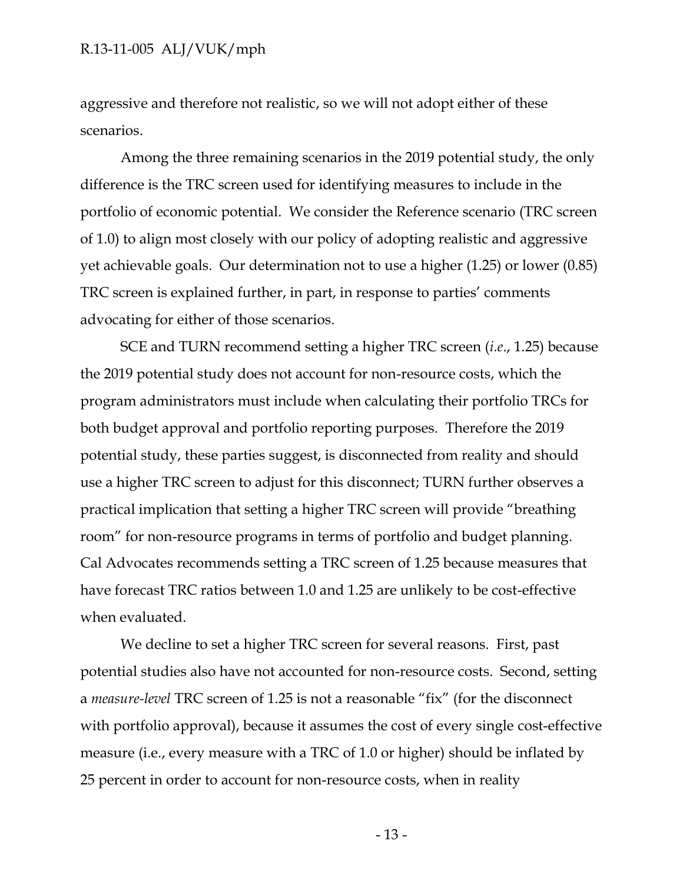aggressive and therefore not realistic, so we will not adopt either of these scenarios.

Among the three remaining scenarios in the 2019 potential study, the only difference is the TRC screen used for identifying measures to include in the portfolio of economic potential. We consider the Reference scenario (TRC screen of 1.0) to align most closely with our policy of adopting realistic and aggressive yet achievable goals. Our determination not to use a higher (1.25) or lower (0.85) TRC screen is explained further, in part, in response to parties' comments advocating for either of those scenarios.

SCE and TURN recommend setting a higher TRC screen (*i.e.*, 1.25) because the 2019 potential study does not account for non-resource costs, which the program administrators must include when calculating their portfolio TRCs for both budget approval and portfolio reporting purposes. Therefore the 2019 potential study, these parties suggest, is disconnected from reality and should use a higher TRC screen to adjust for this disconnect; TURN further observes a practical implication that setting a higher TRC screen will provide "breathing room" for non-resource programs in terms of portfolio and budget planning. Cal Advocates recommends setting a TRC screen of 1.25 because measures that have forecast TRC ratios between 1.0 and 1.25 are unlikely to be cost-effective when evaluated.

We decline to set a higher TRC screen for several reasons. First, past potential studies also have not accounted for non-resource costs. Second, setting a *measure-level* TRC screen of 1.25 is not a reasonable "fix" (for the disconnect with portfolio approval), because it assumes the cost of every single cost-effective measure (i.e., every measure with a TRC of 1.0 or higher) should be inflated by 25 percent in order to account for non-resource costs, when in reality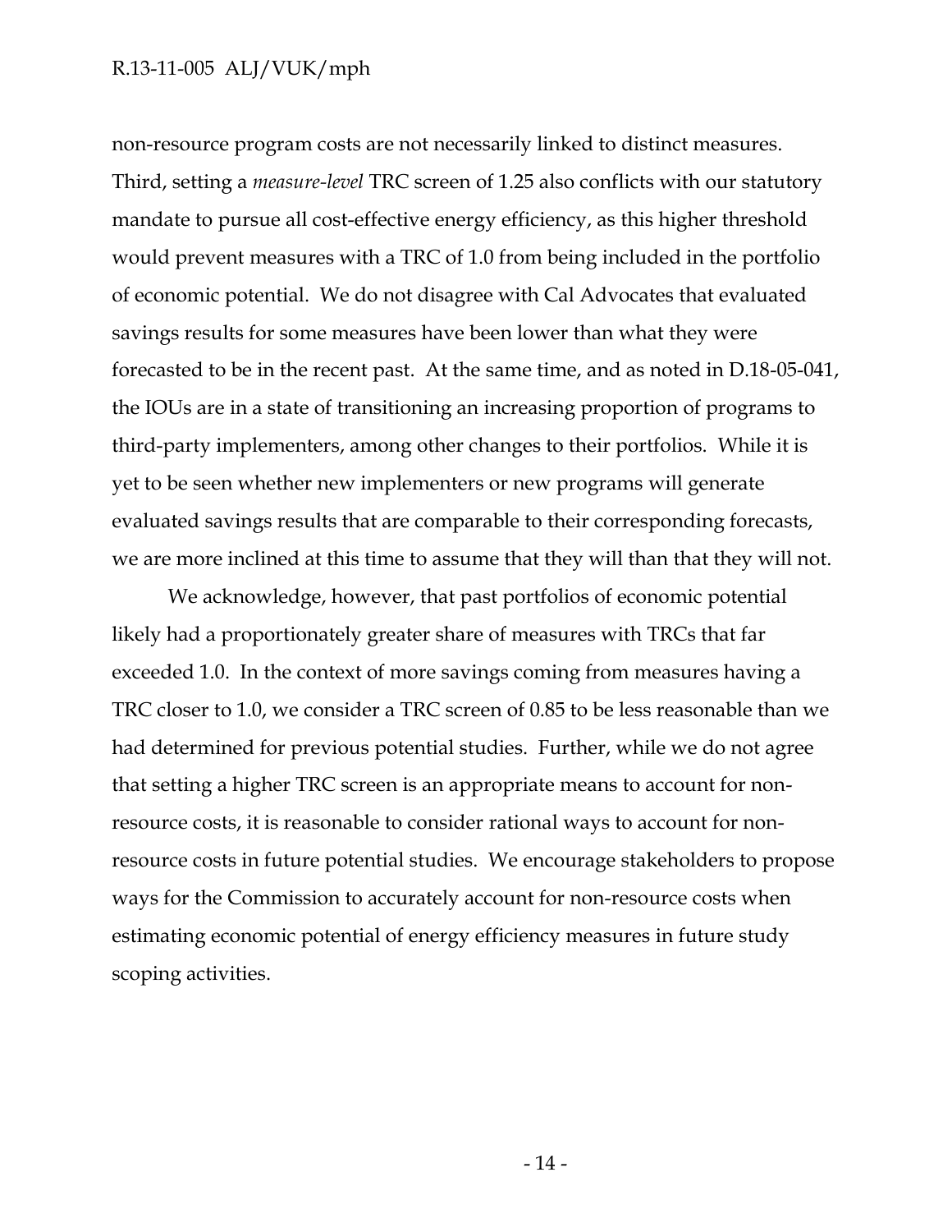non-resource program costs are not necessarily linked to distinct measures. Third, setting a *measure-level* TRC screen of 1.25 also conflicts with our statutory mandate to pursue all cost-effective energy efficiency, as this higher threshold would prevent measures with a TRC of 1.0 from being included in the portfolio of economic potential. We do not disagree with Cal Advocates that evaluated savings results for some measures have been lower than what they were forecasted to be in the recent past. At the same time, and as noted in D.18-05-041, the IOUs are in a state of transitioning an increasing proportion of programs to third-party implementers, among other changes to their portfolios. While it is yet to be seen whether new implementers or new programs will generate evaluated savings results that are comparable to their corresponding forecasts, we are more inclined at this time to assume that they will than that they will not.

We acknowledge, however, that past portfolios of economic potential likely had a proportionately greater share of measures with TRCs that far exceeded 1.0. In the context of more savings coming from measures having a TRC closer to 1.0, we consider a TRC screen of 0.85 to be less reasonable than we had determined for previous potential studies. Further, while we do not agree that setting a higher TRC screen is an appropriate means to account for non-resource costs, it is reasonable to consider rational ways to account for non-resource costs in future potential studies. We encourage stakeholders to propose ways for the Commission to accurately account for non-resource costs when estimating economic potential of energy efficiency measures in future study scoping activities.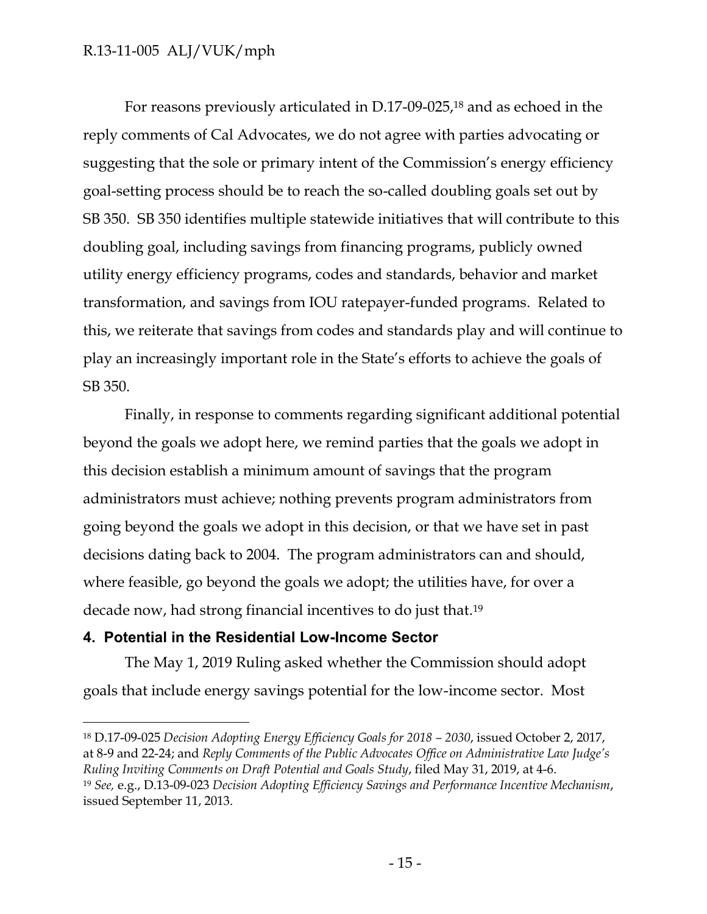For reasons previously articulated in D.17-09-025,[18] and as echoed in the reply comments of Cal Advocates, we do not agree with parties advocating or suggesting that the sole or primary intent of the Commission's energy efficiency goal-setting process should be to reach the so-called doubling goals set out by SB 350. SB 350 identifies multiple statewide initiatives that will contribute to this doubling goal, including savings from financing programs, publicly owned utility energy efficiency programs, codes and standards, behavior and market transformation, and savings from IOU ratepayer-funded programs. Related to this, we reiterate that savings from codes and standards play and will continue to play an increasingly important role in the State's efforts to achieve the goals of SB 350.

Finally, in response to comments regarding significant additional potential beyond the goals we adopt here, we remind parties that the goals we adopt in this decision establish a minimum amount of savings that the program administrators must achieve; nothing prevents program administrators from going beyond the goals we adopt in this decision, or that we have set in past decisions dating back to 2004. The program administrators can and should, where feasible, go beyond the goals we adopt; the utilities have, for over a decade now, had strong financial incentives to do just that.[19]

## 4. Potential in the Residential Low-Income Sector

The May 1, 2019 Ruling asked whether the Commission should adopt goals that include energy savings potential for the low-income sector. Most

---

[18] D.17-09-025 *Decision Adopting Energy Efficiency Goals for 2018 – 2030*, issued October 2, 2017, at 8-9 and 22-24; and *Reply Comments of the Public Advocates Office on Administrative Law Judge's Ruling Inviting Comments on Draft Potential and Goals Study*, filed May 31, 2019, at 4-6.

[19] *See,* e.g., D.13-09-023 *Decision Adopting Efficiency Savings and Performance Incentive Mechanism*, issued September 11, 2013.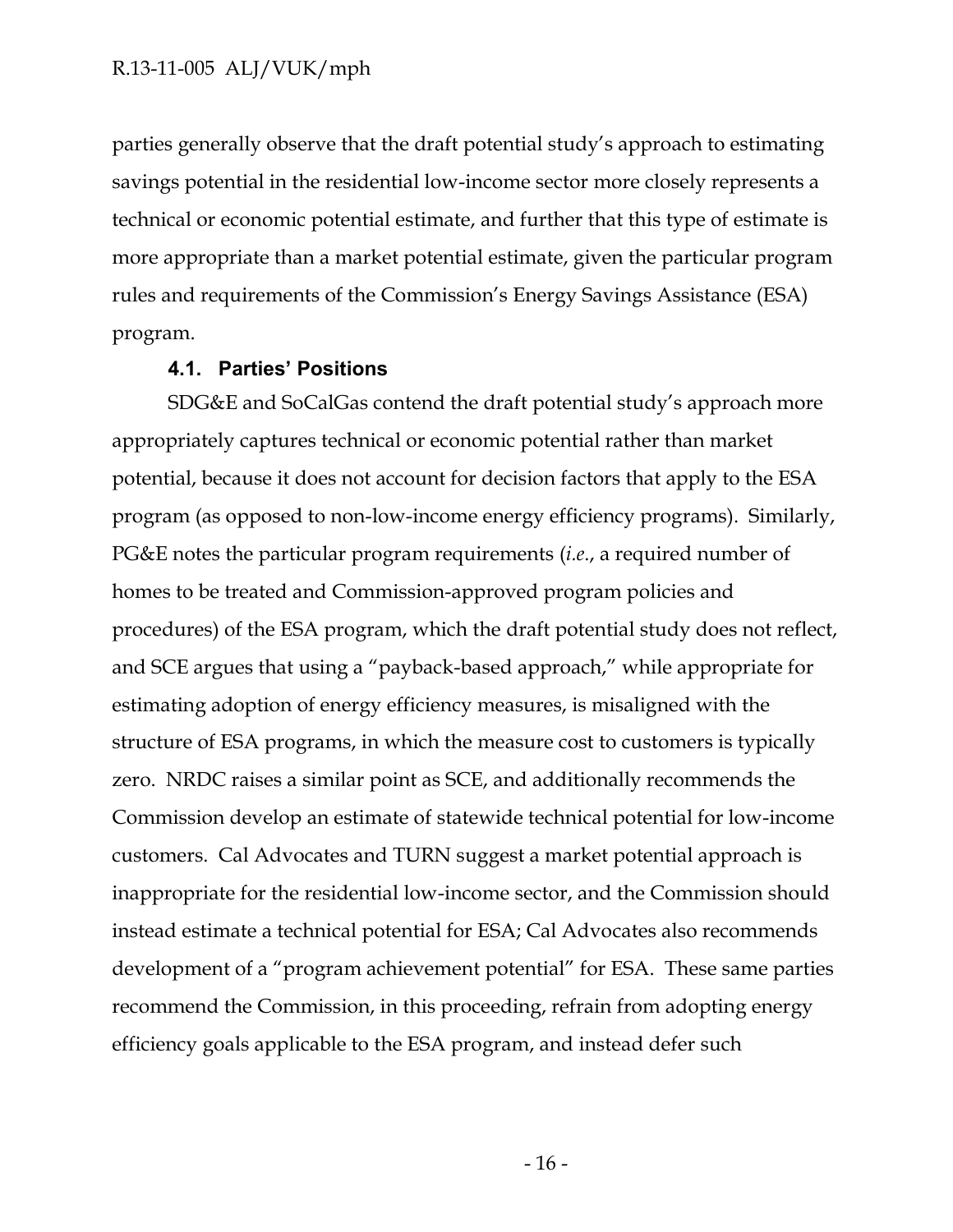parties generally observe that the draft potential study's approach to estimating savings potential in the residential low-income sector more closely represents a technical or economic potential estimate, and further that this type of estimate is more appropriate than a market potential estimate, given the particular program rules and requirements of the Commission's Energy Savings Assistance (ESA) program.

### 4.1. Parties' Positions

SDG&E and SoCalGas contend the draft potential study's approach more appropriately captures technical or economic potential rather than market potential, because it does not account for decision factors that apply to the ESA program (as opposed to non-low-income energy efficiency programs). Similarly, PG&E notes the particular program requirements (*i.e.*, a required number of homes to be treated and Commission-approved program policies and procedures) of the ESA program, which the draft potential study does not reflect, and SCE argues that using a "payback-based approach," while appropriate for estimating adoption of energy efficiency measures, is misaligned with the structure of ESA programs, in which the measure cost to customers is typically zero. NRDC raises a similar point as SCE, and additionally recommends the Commission develop an estimate of statewide technical potential for low-income customers. Cal Advocates and TURN suggest a market potential approach is inappropriate for the residential low-income sector, and the Commission should instead estimate a technical potential for ESA; Cal Advocates also recommends development of a "program achievement potential" for ESA. These same parties recommend the Commission, in this proceeding, refrain from adopting energy efficiency goals applicable to the ESA program, and instead defer such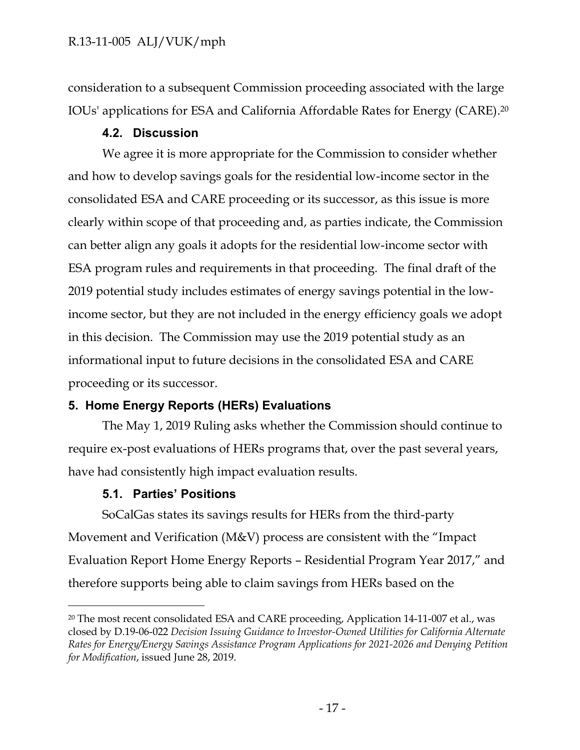consideration to a subsequent Commission proceeding associated with the large IOUs' applications for ESA and California Affordable Rates for Energy (CARE).[20]

### 4.2. Discussion

We agree it is more appropriate for the Commission to consider whether and how to develop savings goals for the residential low-income sector in the consolidated ESA and CARE proceeding or its successor, as this issue is more clearly within scope of that proceeding and, as parties indicate, the Commission can better align any goals it adopts for the residential low-income sector with ESA program rules and requirements in that proceeding. The final draft of the 2019 potential study includes estimates of energy savings potential in the low-income sector, but they are not included in the energy efficiency goals we adopt in this decision. The Commission may use the 2019 potential study as an informational input to future decisions in the consolidated ESA and CARE proceeding or its successor.

## 5. Home Energy Reports (HERs) Evaluations

The May 1, 2019 Ruling asks whether the Commission should continue to require ex-post evaluations of HERs programs that, over the past several years, have had consistently high impact evaluation results.

### 5.1. Parties' Positions

SoCalGas states its savings results for HERs from the third-party Movement and Verification (M&V) process are consistent with the "Impact Evaluation Report Home Energy Reports – Residential Program Year 2017," and therefore supports being able to claim savings from HERs based on the

---

[20] The most recent consolidated ESA and CARE proceeding, Application 14-11-007 et al., was closed by D.19-06-022 *Decision Issuing Guidance to Investor-Owned Utilities for California Alternate Rates for Energy/Energy Savings Assistance Program Applications for 2021-2026 and Denying Petition for Modification*, issued June 28, 2019.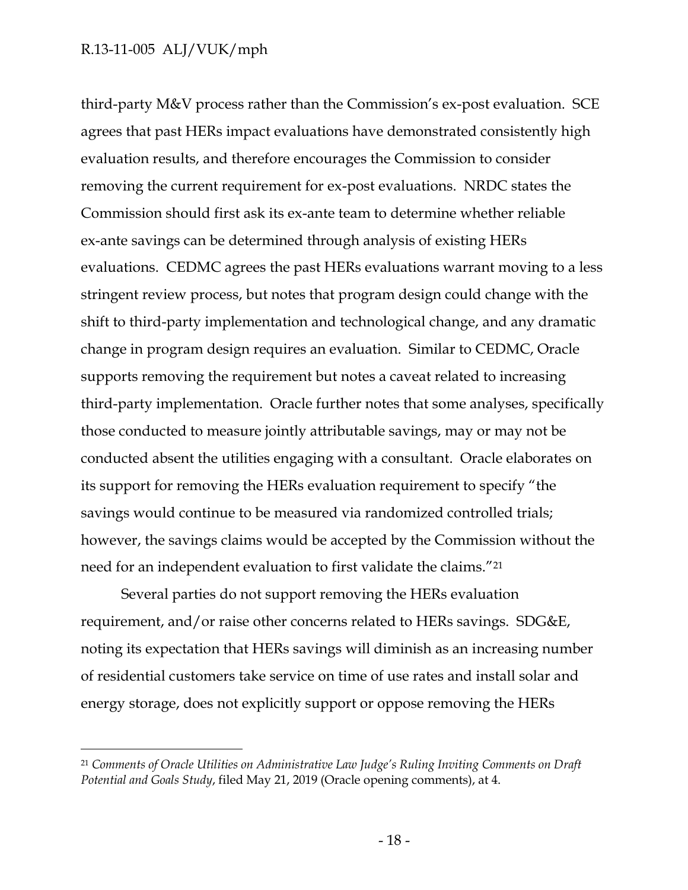third-party M&V process rather than the Commission's ex-post evaluation. SCE agrees that past HERs impact evaluations have demonstrated consistently high evaluation results, and therefore encourages the Commission to consider removing the current requirement for ex-post evaluations. NRDC states the Commission should first ask its ex-ante team to determine whether reliable ex-ante savings can be determined through analysis of existing HERs evaluations. CEDMC agrees the past HERs evaluations warrant moving to a less stringent review process, but notes that program design could change with the shift to third-party implementation and technological change, and any dramatic change in program design requires an evaluation. Similar to CEDMC, Oracle supports removing the requirement but notes a caveat related to increasing third-party implementation. Oracle further notes that some analyses, specifically those conducted to measure jointly attributable savings, may or may not be conducted absent the utilities engaging with a consultant. Oracle elaborates on its support for removing the HERs evaluation requirement to specify "the savings would continue to be measured via randomized controlled trials; however, the savings claims would be accepted by the Commission without the need for an independent evaluation to first validate the claims."[21]

Several parties do not support removing the HERs evaluation requirement, and/or raise other concerns related to HERs savings. SDG&E, noting its expectation that HERs savings will diminish as an increasing number of residential customers take service on time of use rates and install solar and energy storage, does not explicitly support or oppose removing the HERs

---

[21] *Comments of Oracle Utilities on Administrative Law Judge's Ruling Inviting Comments on Draft Potential and Goals Study*, filed May 21, 2019 (Oracle opening comments), at 4.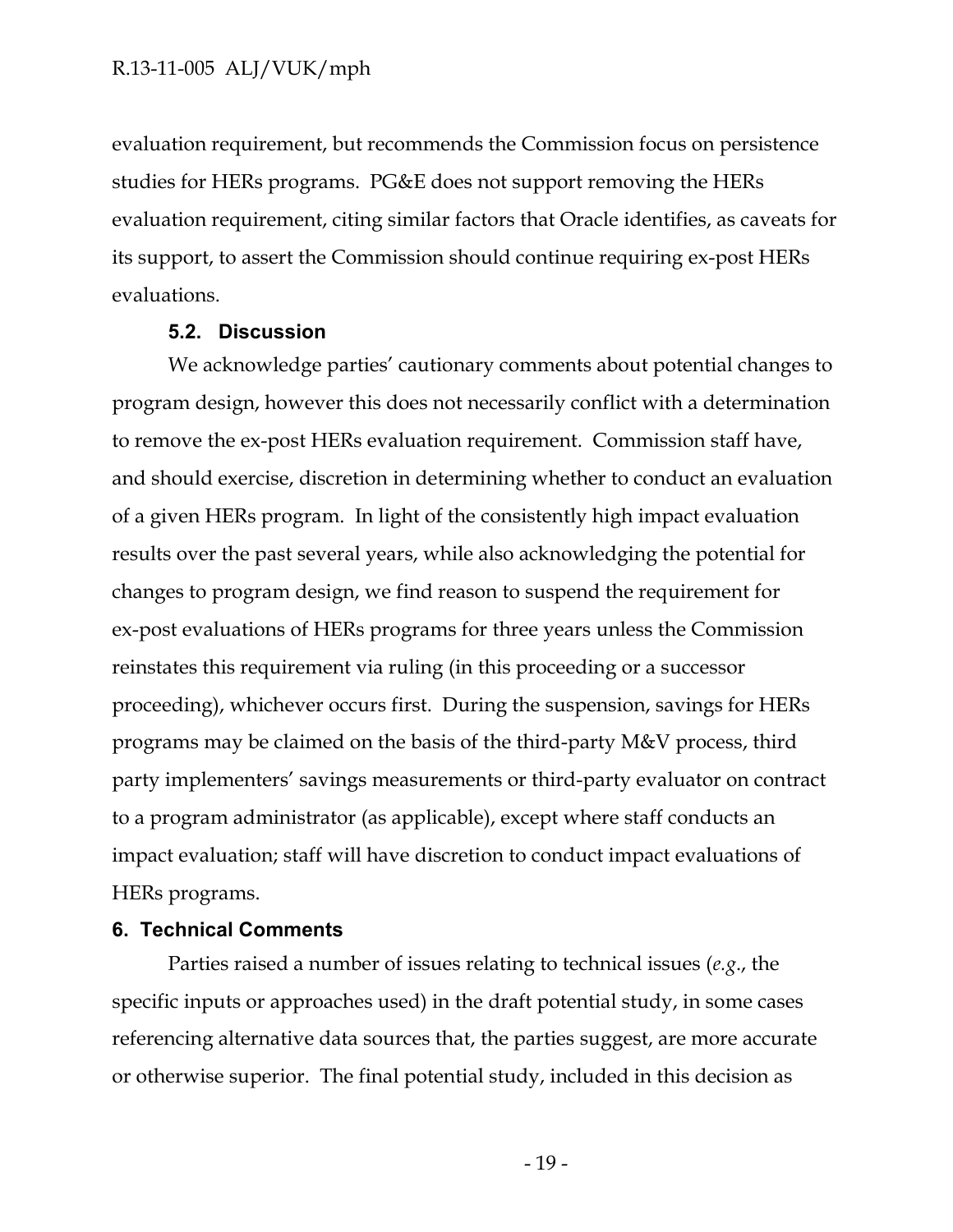evaluation requirement, but recommends the Commission focus on persistence studies for HERs programs. PG&E does not support removing the HERs evaluation requirement, citing similar factors that Oracle identifies, as caveats for its support, to assert the Commission should continue requiring ex-post HERs evaluations.

### 5.2. Discussion

We acknowledge parties' cautionary comments about potential changes to program design, however this does not necessarily conflict with a determination to remove the ex-post HERs evaluation requirement. Commission staff have, and should exercise, discretion in determining whether to conduct an evaluation of a given HERs program. In light of the consistently high impact evaluation results over the past several years, while also acknowledging the potential for changes to program design, we find reason to suspend the requirement for ex-post evaluations of HERs programs for three years unless the Commission reinstates this requirement via ruling (in this proceeding or a successor proceeding), whichever occurs first. During the suspension, savings for HERs programs may be claimed on the basis of the third-party M&V process, third party implementers' savings measurements or third-party evaluator on contract to a program administrator (as applicable), except where staff conducts an impact evaluation; staff will have discretion to conduct impact evaluations of HERs programs.

## 6. Technical Comments

Parties raised a number of issues relating to technical issues (*e.g.*, the specific inputs or approaches used) in the draft potential study, in some cases referencing alternative data sources that, the parties suggest, are more accurate or otherwise superior. The final potential study, included in this decision as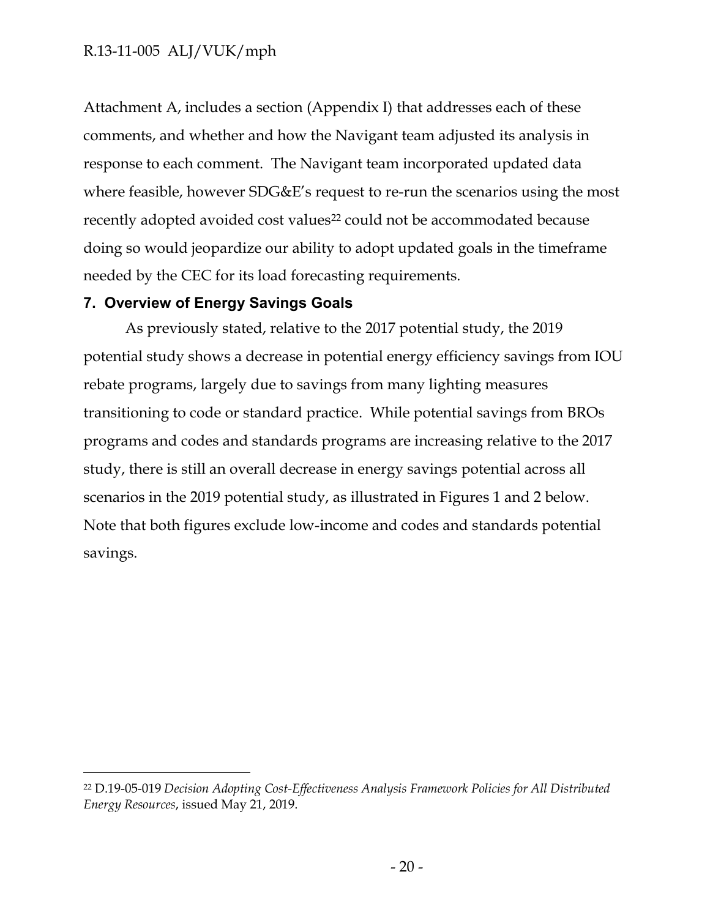Attachment A, includes a section (Appendix I) that addresses each of these comments, and whether and how the Navigant team adjusted its analysis in response to each comment. The Navigant team incorporated updated data where feasible, however SDG&E's request to re-run the scenarios using the most recently adopted avoided cost values[22] could not be accommodated because doing so would jeopardize our ability to adopt updated goals in the timeframe needed by the CEC for its load forecasting requirements.

## 7. Overview of Energy Savings Goals

As previously stated, relative to the 2017 potential study, the 2019 potential study shows a decrease in potential energy efficiency savings from IOU rebate programs, largely due to savings from many lighting measures transitioning to code or standard practice. While potential savings from BROs programs and codes and standards programs are increasing relative to the 2017 study, there is still an overall decrease in energy savings potential across all scenarios in the 2019 potential study, as illustrated in Figures 1 and 2 below. Note that both figures exclude low-income and codes and standards potential savings.

---

[22] D.19-05-019 *Decision Adopting Cost-Effectiveness Analysis Framework Policies for All Distributed Energy Resources*, issued May 21, 2019.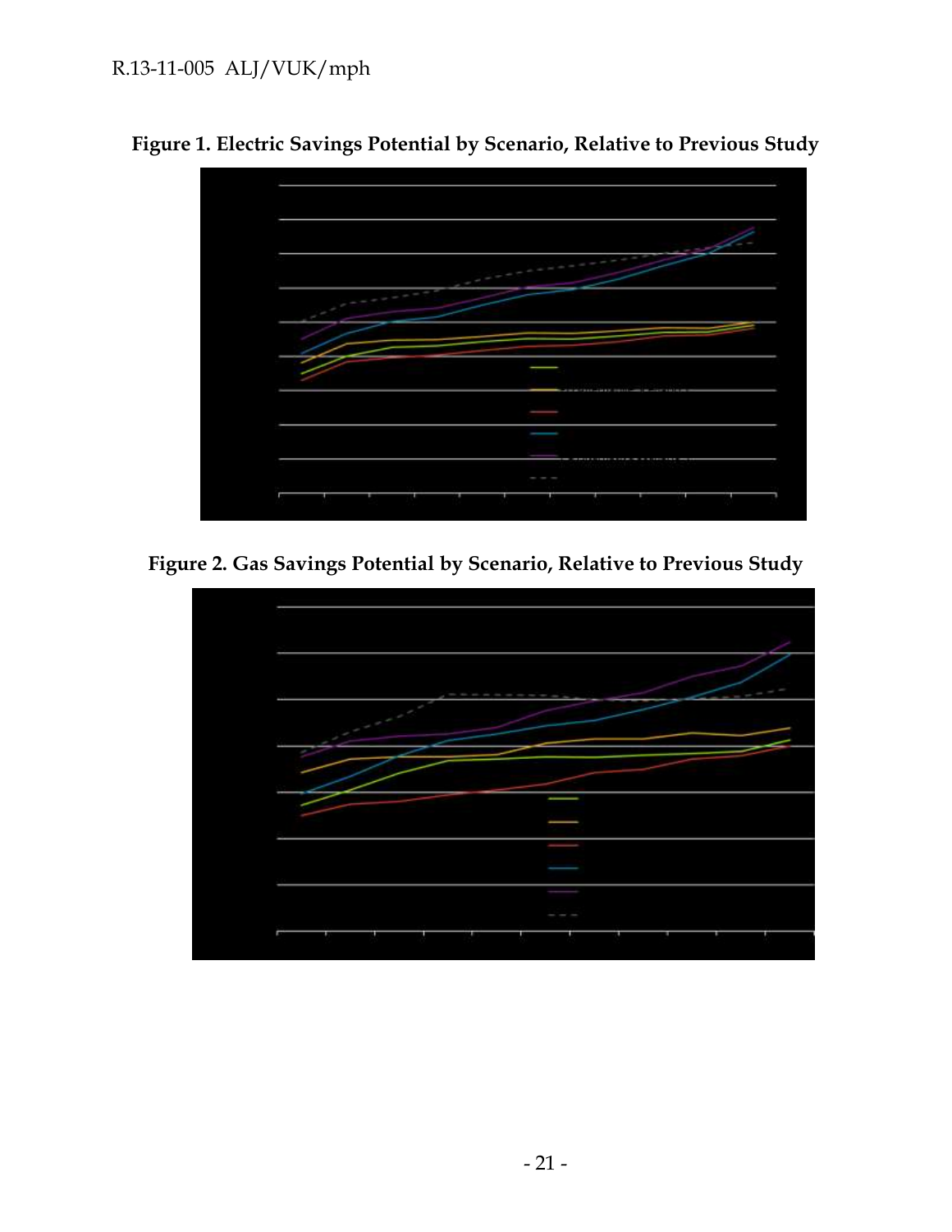**Figure 1. Electric Savings Potential by Scenario, Relative to Previous Study**

**Figure 2. Gas Savings Potential by Scenario, Relative to Previous Study**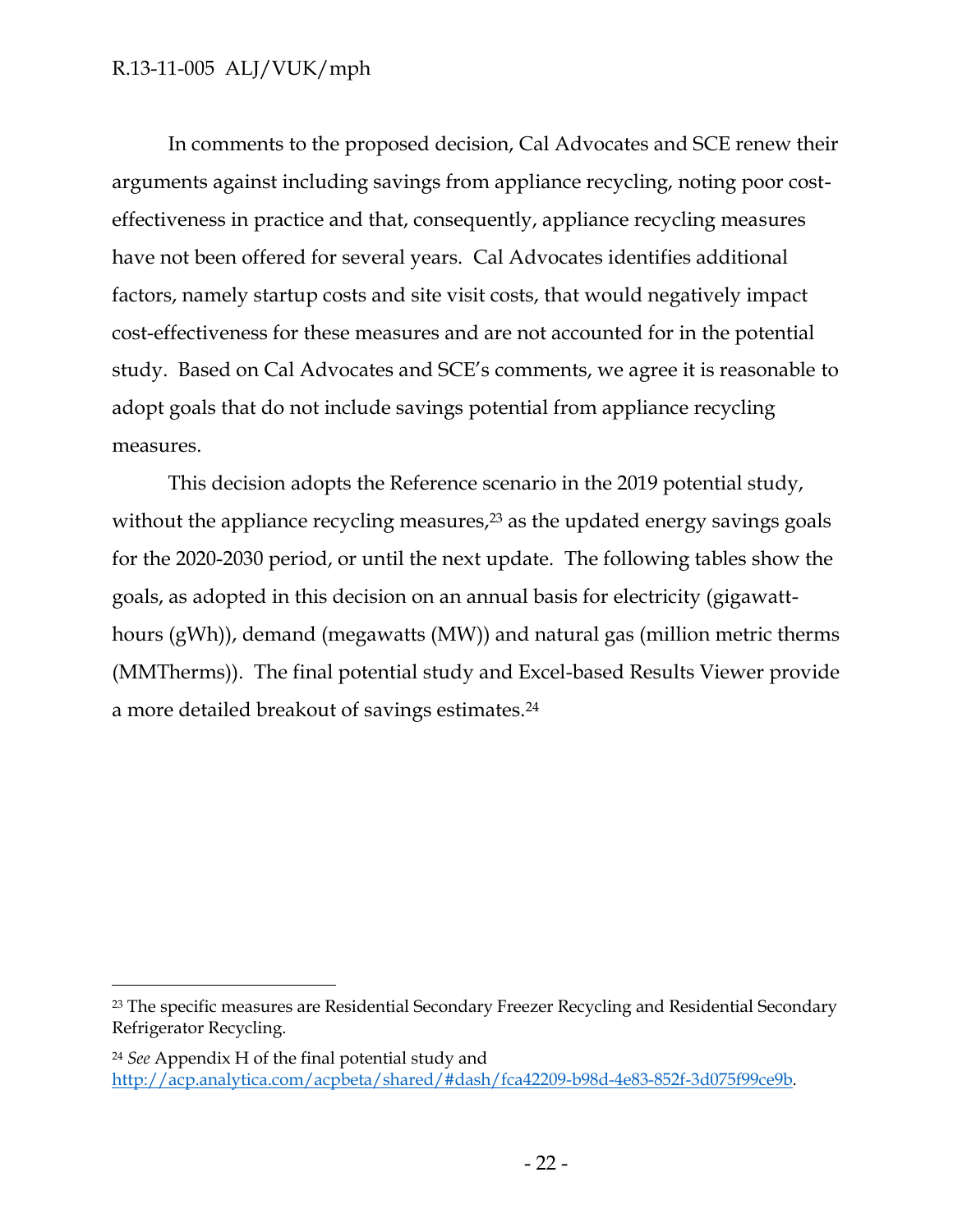In comments to the proposed decision, Cal Advocates and SCE renew their arguments against including savings from appliance recycling, noting poor cost-effectiveness in practice and that, consequently, appliance recycling measures have not been offered for several years. Cal Advocates identifies additional factors, namely startup costs and site visit costs, that would negatively impact cost-effectiveness for these measures and are not accounted for in the potential study. Based on Cal Advocates and SCE's comments, we agree it is reasonable to adopt goals that do not include savings potential from appliance recycling measures.

This decision adopts the Reference scenario in the 2019 potential study, without the appliance recycling measures,[23] as the updated energy savings goals for the 2020-2030 period, or until the next update. The following tables show the goals, as adopted in this decision on an annual basis for electricity (gigawatt-hours (gWh)), demand (megawatts (MW)) and natural gas (million metric therms (MMTherms)). The final potential study and Excel-based Results Viewer provide a more detailed breakout of savings estimates.[24]

---

[23] The specific measures are Residential Secondary Freezer Recycling and Residential Secondary Refrigerator Recycling.

[24] *See* Appendix H of the final potential study and http://acp.analytica.com/acpbeta/shared/#dash/fca42209-b98d-4e83-852f-3d075f99ce9b.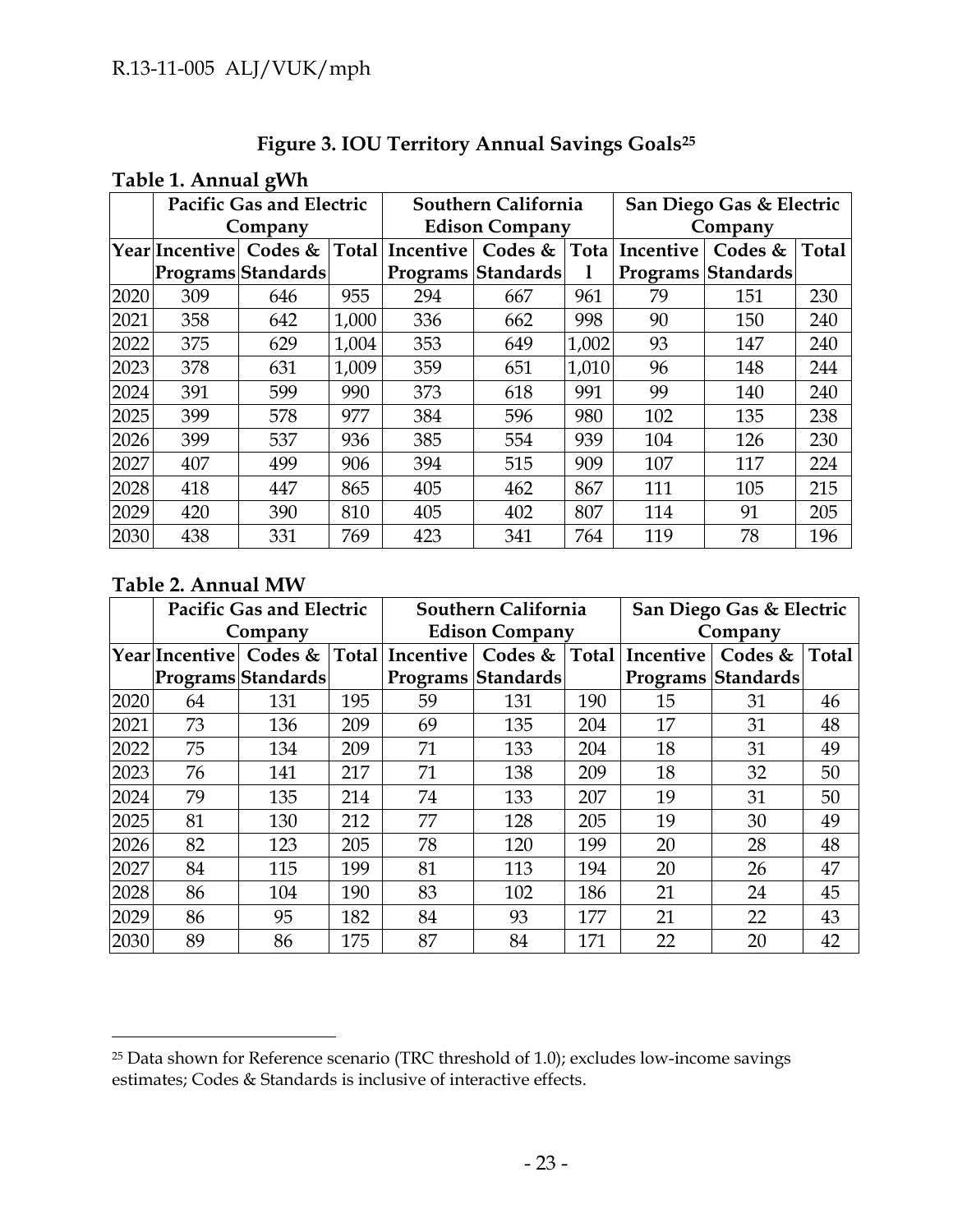**Figure 3. IOU Territory Annual Savings Goals[25]**

**Table 1. Annual gWh**

| | Pacific Gas and Electric Company | | | Southern California Edison Company | | | San Diego Gas & Electric Company | | |
|---|---|---|---|---|---|---|---|---|---|
| Year | Incentive Programs | Codes & Standards | Total | Incentive Programs | Codes & Standards | Total | Incentive Programs | Codes & Standards | Total |
| 2020 | 309 | 646 | 955 | 294 | 667 | 961 | 79 | 151 | 230 |
| 2021 | 358 | 642 | 1,000 | 336 | 662 | 998 | 90 | 150 | 240 |
| 2022 | 375 | 629 | 1,004 | 353 | 649 | 1,002 | 93 | 147 | 240 |
| 2023 | 378 | 631 | 1,009 | 359 | 651 | 1,010 | 96 | 148 | 244 |
| 2024 | 391 | 599 | 990 | 373 | 618 | 991 | 99 | 140 | 240 |
| 2025 | 399 | 578 | 977 | 384 | 596 | 980 | 102 | 135 | 238 |
| 2026 | 399 | 537 | 936 | 385 | 554 | 939 | 104 | 126 | 230 |
| 2027 | 407 | 499 | 906 | 394 | 515 | 909 | 107 | 117 | 224 |
| 2028 | 418 | 447 | 865 | 405 | 462 | 867 | 111 | 105 | 215 |
| 2029 | 420 | 390 | 810 | 405 | 402 | 807 | 114 | 91 | 205 |
| 2030 | 438 | 331 | 769 | 423 | 341 | 764 | 119 | 78 | 196 |

**Table 2. Annual MW**

| | Pacific Gas and Electric Company | | | Southern California Edison Company | | | San Diego Gas & Electric Company | | |
|---|---|---|---|---|---|---|---|---|---|
| Year | Incentive Programs | Codes & Standards | Total | Incentive Programs | Codes & Standards | Total | Incentive Programs | Codes & Standards | Total |
| 2020 | 64 | 131 | 195 | 59 | 131 | 190 | 15 | 31 | 46 |
| 2021 | 73 | 136 | 209 | 69 | 135 | 204 | 17 | 31 | 48 |
| 2022 | 75 | 134 | 209 | 71 | 133 | 204 | 18 | 31 | 49 |
| 2023 | 76 | 141 | 217 | 71 | 138 | 209 | 18 | 32 | 50 |
| 2024 | 79 | 135 | 214 | 74 | 133 | 207 | 19 | 31 | 50 |
| 2025 | 81 | 130 | 212 | 77 | 128 | 205 | 19 | 30 | 49 |
| 2026 | 82 | 123 | 205 | 78 | 120 | 199 | 20 | 28 | 48 |
| 2027 | 84 | 115 | 199 | 81 | 113 | 194 | 20 | 26 | 47 |
| 2028 | 86 | 104 | 190 | 83 | 102 | 186 | 21 | 24 | 45 |
| 2029 | 86 | 95 | 182 | 84 | 93 | 177 | 21 | 22 | 43 |
| 2030 | 89 | 86 | 175 | 87 | 84 | 171 | 22 | 20 | 42 |

[25] Data shown for Reference scenario (TRC threshold of 1.0); excludes low-income savings estimates; Codes & Standards is inclusive of interactive effects.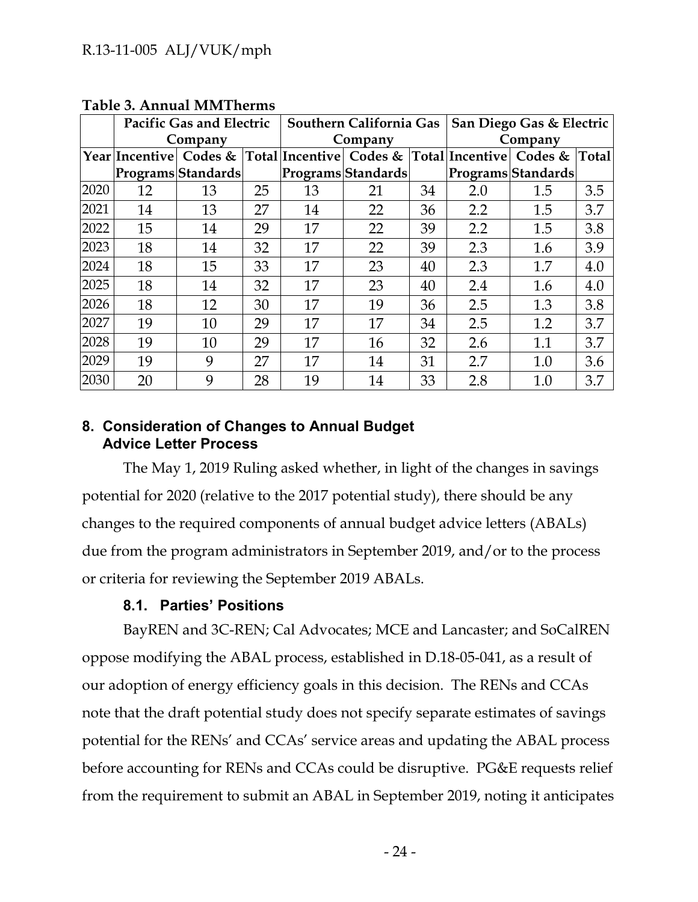**Table 3. Annual MMTherms**

| | Pacific Gas and Electric Company | | | Southern California Gas Company | | | San Diego Gas & Electric Company | | |
|---|---|---|---|---|---|---|---|---|---|
| Year | Incentive Programs | Codes & Standards | Total | Incentive Programs | Codes & Standards | Total | Incentive Programs | Codes & Standards | Total |
| 2020 | 12 | 13 | 25 | 13 | 21 | 34 | 2.0 | 1.5 | 3.5 |
| 2021 | 14 | 13 | 27 | 14 | 22 | 36 | 2.2 | 1.5 | 3.7 |
| 2022 | 15 | 14 | 29 | 17 | 22 | 39 | 2.2 | 1.5 | 3.8 |
| 2023 | 18 | 14 | 32 | 17 | 22 | 39 | 2.3 | 1.6 | 3.9 |
| 2024 | 18 | 15 | 33 | 17 | 23 | 40 | 2.3 | 1.7 | 4.0 |
| 2025 | 18 | 14 | 32 | 17 | 23 | 40 | 2.4 | 1.6 | 4.0 |
| 2026 | 18 | 12 | 30 | 17 | 19 | 36 | 2.5 | 1.3 | 3.8 |
| 2027 | 19 | 10 | 29 | 17 | 17 | 34 | 2.5 | 1.2 | 3.7 |
| 2028 | 19 | 10 | 29 | 17 | 16 | 32 | 2.6 | 1.1 | 3.7 |
| 2029 | 19 | 9 | 27 | 17 | 14 | 31 | 2.7 | 1.0 | 3.6 |
| 2030 | 20 | 9 | 28 | 19 | 14 | 33 | 2.8 | 1.0 | 3.7 |

## 8. Consideration of Changes to Annual Budget Advice Letter Process

The May 1, 2019 Ruling asked whether, in light of the changes in savings potential for 2020 (relative to the 2017 potential study), there should be any changes to the required components of annual budget advice letters (ABALs) due from the program administrators in September 2019, and/or to the process or criteria for reviewing the September 2019 ABALs.

### 8.1. Parties' Positions

BayREN and 3C-REN; Cal Advocates; MCE and Lancaster; and SoCalREN oppose modifying the ABAL process, established in D.18-05-041, as a result of our adoption of energy efficiency goals in this decision. The RENs and CCAs note that the draft potential study does not specify separate estimates of savings potential for the RENs' and CCAs' service areas and updating the ABAL process before accounting for RENs and CCAs could be disruptive. PG&E requests relief from the requirement to submit an ABAL in September 2019, noting it anticipates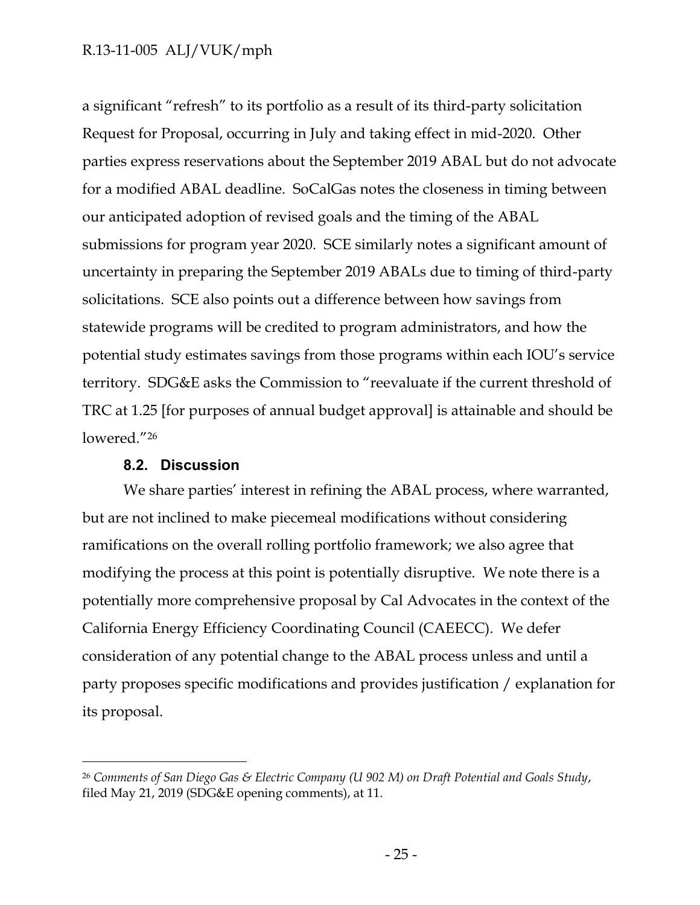a significant "refresh" to its portfolio as a result of its third-party solicitation Request for Proposal, occurring in July and taking effect in mid-2020. Other parties express reservations about the September 2019 ABAL but do not advocate for a modified ABAL deadline. SoCalGas notes the closeness in timing between our anticipated adoption of revised goals and the timing of the ABAL submissions for program year 2020. SCE similarly notes a significant amount of uncertainty in preparing the September 2019 ABALs due to timing of third-party solicitations. SCE also points out a difference between how savings from statewide programs will be credited to program administrators, and how the potential study estimates savings from those programs within each IOU's service territory. SDG&E asks the Commission to "reevaluate if the current threshold of TRC at 1.25 [for purposes of annual budget approval] is attainable and should be lowered."[26]

### 8.2. Discussion

We share parties' interest in refining the ABAL process, where warranted, but are not inclined to make piecemeal modifications without considering ramifications on the overall rolling portfolio framework; we also agree that modifying the process at this point is potentially disruptive. We note there is a potentially more comprehensive proposal by Cal Advocates in the context of the California Energy Efficiency Coordinating Council (CAEECC). We defer consideration of any potential change to the ABAL process unless and until a party proposes specific modifications and provides justification / explanation for its proposal.

---

[26] *Comments of San Diego Gas & Electric Company (U 902 M) on Draft Potential and Goals Study*, filed May 21, 2019 (SDG&E opening comments), at 11.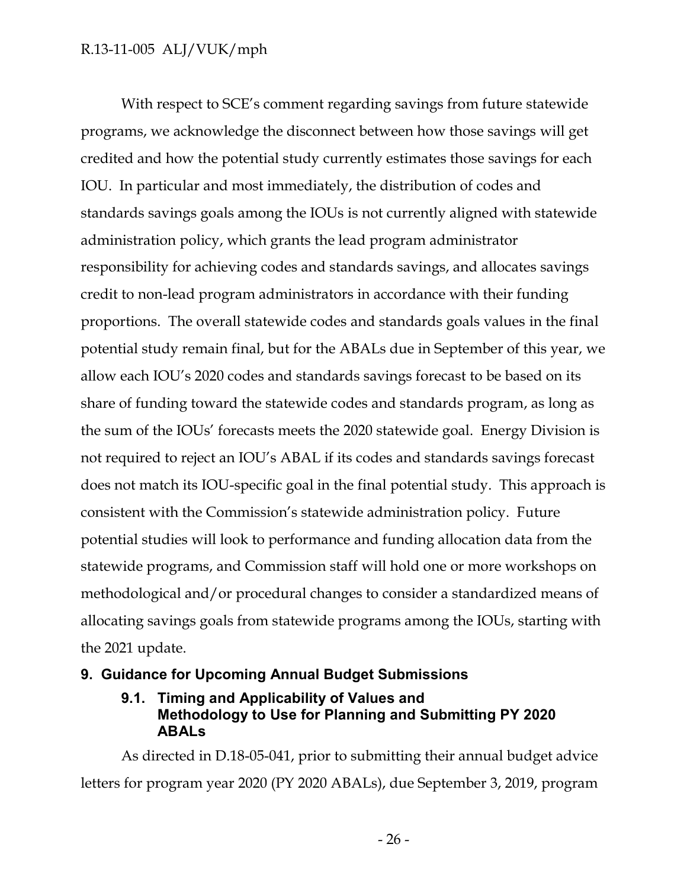With respect to SCE's comment regarding savings from future statewide programs, we acknowledge the disconnect between how those savings will get credited and how the potential study currently estimates those savings for each IOU. In particular and most immediately, the distribution of codes and standards savings goals among the IOUs is not currently aligned with statewide administration policy, which grants the lead program administrator responsibility for achieving codes and standards savings, and allocates savings credit to non-lead program administrators in accordance with their funding proportions. The overall statewide codes and standards goals values in the final potential study remain final, but for the ABALs due in September of this year, we allow each IOU's 2020 codes and standards savings forecast to be based on its share of funding toward the statewide codes and standards program, as long as the sum of the IOUs' forecasts meets the 2020 statewide goal. Energy Division is not required to reject an IOU's ABAL if its codes and standards savings forecast does not match its IOU-specific goal in the final potential study. This approach is consistent with the Commission's statewide administration policy. Future potential studies will look to performance and funding allocation data from the statewide programs, and Commission staff will hold one or more workshops on methodological and/or procedural changes to consider a standardized means of allocating savings goals from statewide programs among the IOUs, starting with the 2021 update.

## 9. Guidance for Upcoming Annual Budget Submissions

### 9.1. Timing and Applicability of Values and Methodology to Use for Planning and Submitting PY 2020 ABALs

As directed in D.18-05-041, prior to submitting their annual budget advice letters for program year 2020 (PY 2020 ABALs), due September 3, 2019, program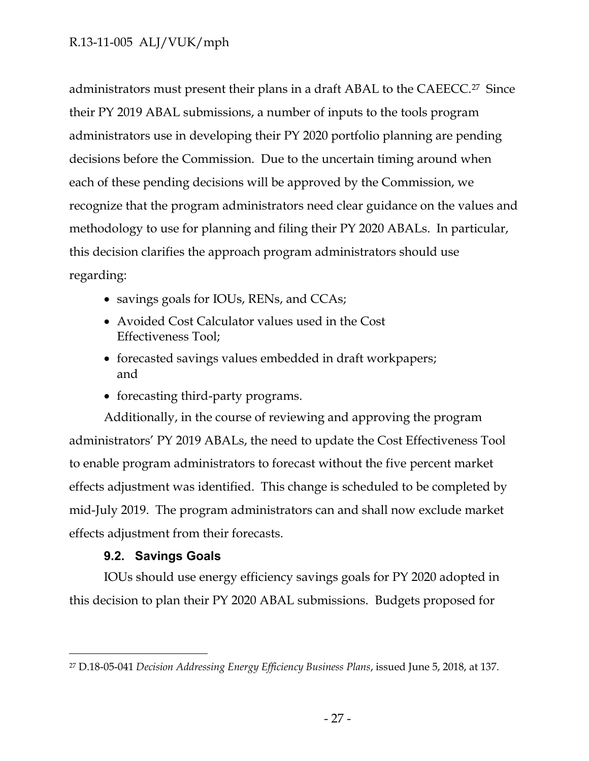administrators must present their plans in a draft ABAL to the CAEECC.[27] Since their PY 2019 ABAL submissions, a number of inputs to the tools program administrators use in developing their PY 2020 portfolio planning are pending decisions before the Commission. Due to the uncertain timing around when each of these pending decisions will be approved by the Commission, we recognize that the program administrators need clear guidance on the values and methodology to use for planning and filing their PY 2020 ABALs. In particular, this decision clarifies the approach program administrators should use regarding:

- savings goals for IOUs, RENs, and CCAs;
- Avoided Cost Calculator values used in the Cost Effectiveness Tool;
- forecasted savings values embedded in draft workpapers; and
- forecasting third-party programs.

Additionally, in the course of reviewing and approving the program administrators' PY 2019 ABALs, the need to update the Cost Effectiveness Tool to enable program administrators to forecast without the five percent market effects adjustment was identified. This change is scheduled to be completed by mid-July 2019. The program administrators can and shall now exclude market effects adjustment from their forecasts.

### 9.2. Savings Goals

IOUs should use energy efficiency savings goals for PY 2020 adopted in this decision to plan their PY 2020 ABAL submissions. Budgets proposed for

---

[27] D.18-05-041 *Decision Addressing Energy Efficiency Business Plans*, issued June 5, 2018, at 137.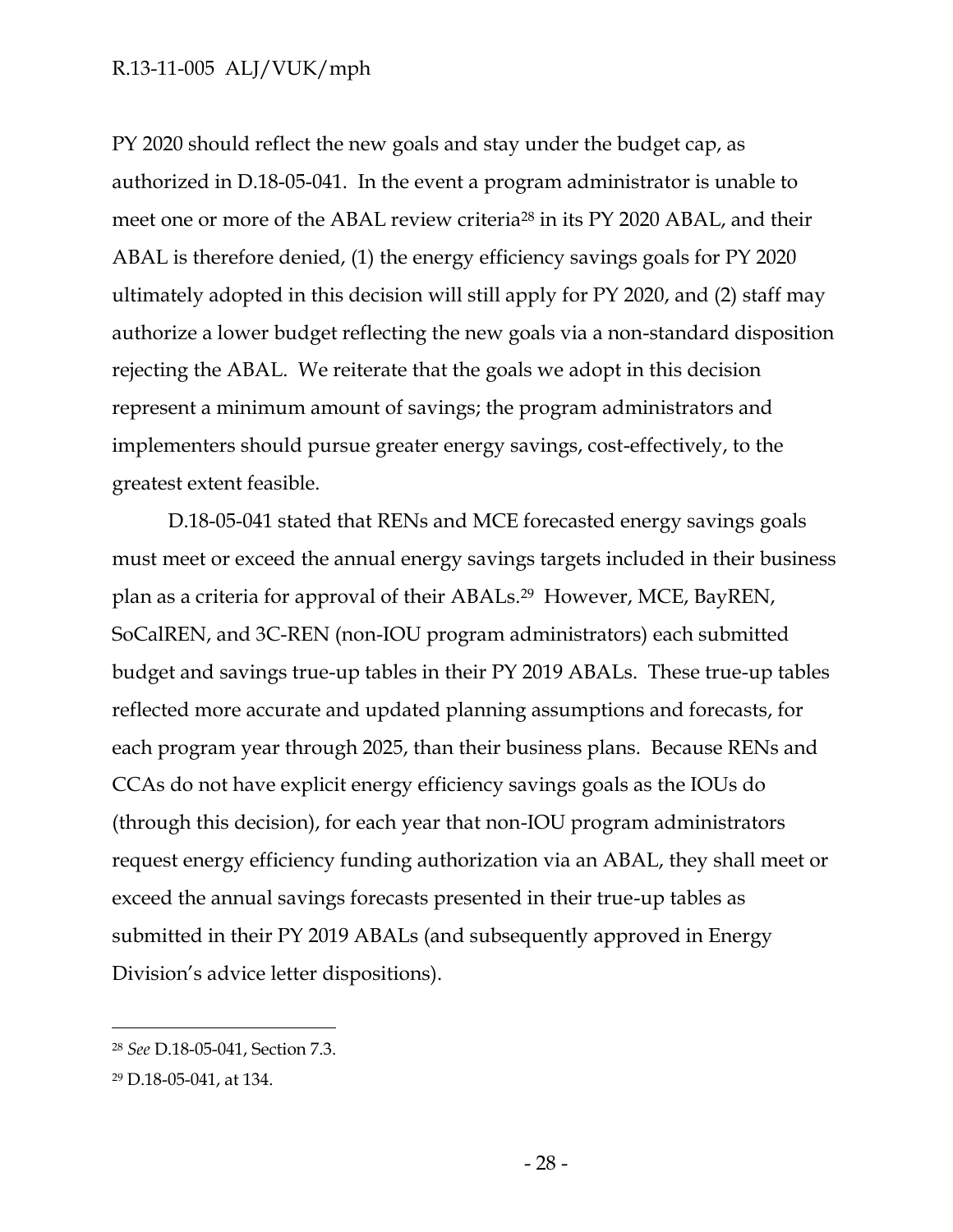PY 2020 should reflect the new goals and stay under the budget cap, as authorized in D.18-05-041. In the event a program administrator is unable to meet one or more of the ABAL review criteria[28] in its PY 2020 ABAL, and their ABAL is therefore denied, (1) the energy efficiency savings goals for PY 2020 ultimately adopted in this decision will still apply for PY 2020, and (2) staff may authorize a lower budget reflecting the new goals via a non-standard disposition rejecting the ABAL. We reiterate that the goals we adopt in this decision represent a minimum amount of savings; the program administrators and implementers should pursue greater energy savings, cost-effectively, to the greatest extent feasible.

D.18-05-041 stated that RENs and MCE forecasted energy savings goals must meet or exceed the annual energy savings targets included in their business plan as a criteria for approval of their ABALs.[29] However, MCE, BayREN, SoCalREN, and 3C-REN (non-IOU program administrators) each submitted budget and savings true-up tables in their PY 2019 ABALs. These true-up tables reflected more accurate and updated planning assumptions and forecasts, for each program year through 2025, than their business plans. Because RENs and CCAs do not have explicit energy efficiency savings goals as the IOUs do (through this decision), for each year that non-IOU program administrators request energy efficiency funding authorization via an ABAL, they shall meet or exceed the annual savings forecasts presented in their true-up tables as submitted in their PY 2019 ABALs (and subsequently approved in Energy Division's advice letter dispositions).

---

[28] *See* D.18-05-041, Section 7.3.

[29] D.18-05-041, at 134.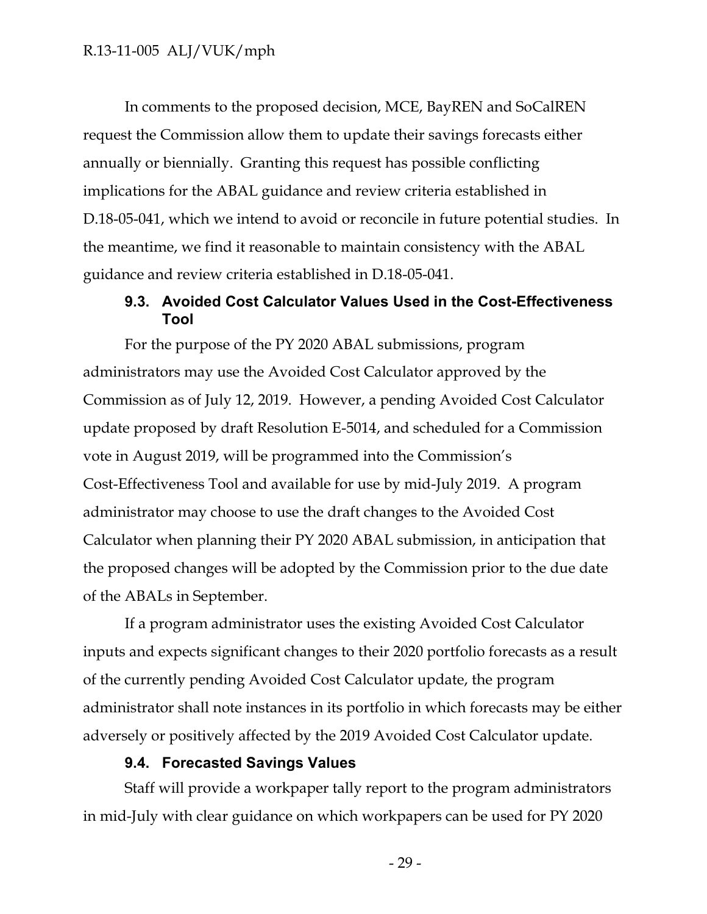In comments to the proposed decision, MCE, BayREN and SoCalREN request the Commission allow them to update their savings forecasts either annually or biennially. Granting this request has possible conflicting implications for the ABAL guidance and review criteria established in D.18-05-041, which we intend to avoid or reconcile in future potential studies. In the meantime, we find it reasonable to maintain consistency with the ABAL guidance and review criteria established in D.18-05-041.

### 9.3. Avoided Cost Calculator Values Used in the Cost-Effectiveness Tool

For the purpose of the PY 2020 ABAL submissions, program administrators may use the Avoided Cost Calculator approved by the Commission as of July 12, 2019. However, a pending Avoided Cost Calculator update proposed by draft Resolution E-5014, and scheduled for a Commission vote in August 2019, will be programmed into the Commission's Cost-Effectiveness Tool and available for use by mid-July 2019. A program administrator may choose to use the draft changes to the Avoided Cost Calculator when planning their PY 2020 ABAL submission, in anticipation that the proposed changes will be adopted by the Commission prior to the due date of the ABALs in September.

If a program administrator uses the existing Avoided Cost Calculator inputs and expects significant changes to their 2020 portfolio forecasts as a result of the currently pending Avoided Cost Calculator update, the program administrator shall note instances in its portfolio in which forecasts may be either adversely or positively affected by the 2019 Avoided Cost Calculator update.

### 9.4. Forecasted Savings Values

Staff will provide a workpaper tally report to the program administrators in mid-July with clear guidance on which workpapers can be used for PY 2020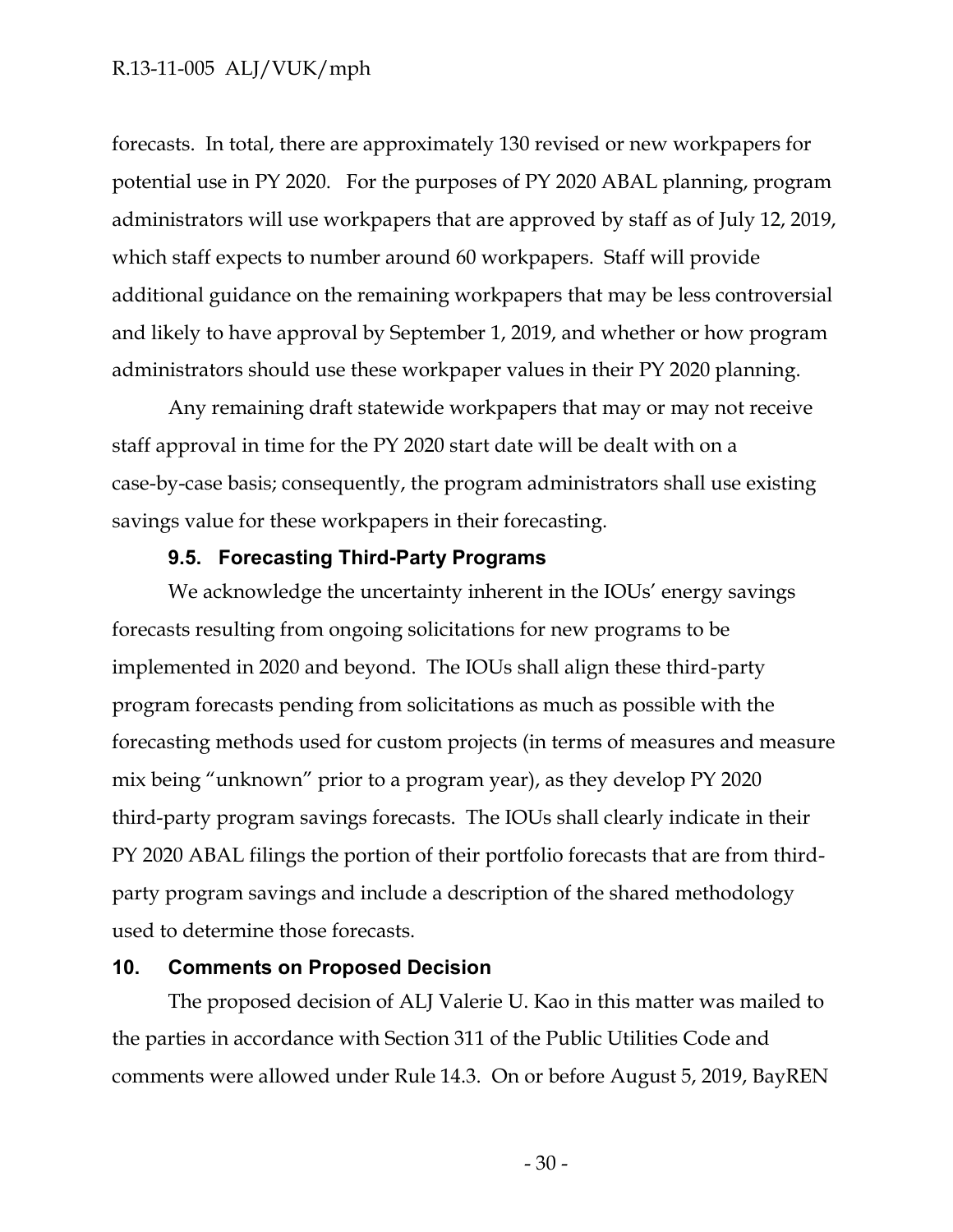forecasts. In total, there are approximately 130 revised or new workpapers for potential use in PY 2020. For the purposes of PY 2020 ABAL planning, program administrators will use workpapers that are approved by staff as of July 12, 2019, which staff expects to number around 60 workpapers. Staff will provide additional guidance on the remaining workpapers that may be less controversial and likely to have approval by September 1, 2019, and whether or how program administrators should use these workpaper values in their PY 2020 planning.

Any remaining draft statewide workpapers that may or may not receive staff approval in time for the PY 2020 start date will be dealt with on a case-by-case basis; consequently, the program administrators shall use existing savings value for these workpapers in their forecasting.

### 9.5. Forecasting Third-Party Programs

We acknowledge the uncertainty inherent in the IOUs' energy savings forecasts resulting from ongoing solicitations for new programs to be implemented in 2020 and beyond. The IOUs shall align these third-party program forecasts pending from solicitations as much as possible with the forecasting methods used for custom projects (in terms of measures and measure mix being "unknown" prior to a program year), as they develop PY 2020 third-party program savings forecasts. The IOUs shall clearly indicate in their PY 2020 ABAL filings the portion of their portfolio forecasts that are from third-party program savings and include a description of the shared methodology used to determine those forecasts.

## 10. Comments on Proposed Decision

The proposed decision of ALJ Valerie U. Kao in this matter was mailed to the parties in accordance with Section 311 of the Public Utilities Code and comments were allowed under Rule 14.3. On or before August 5, 2019, BayREN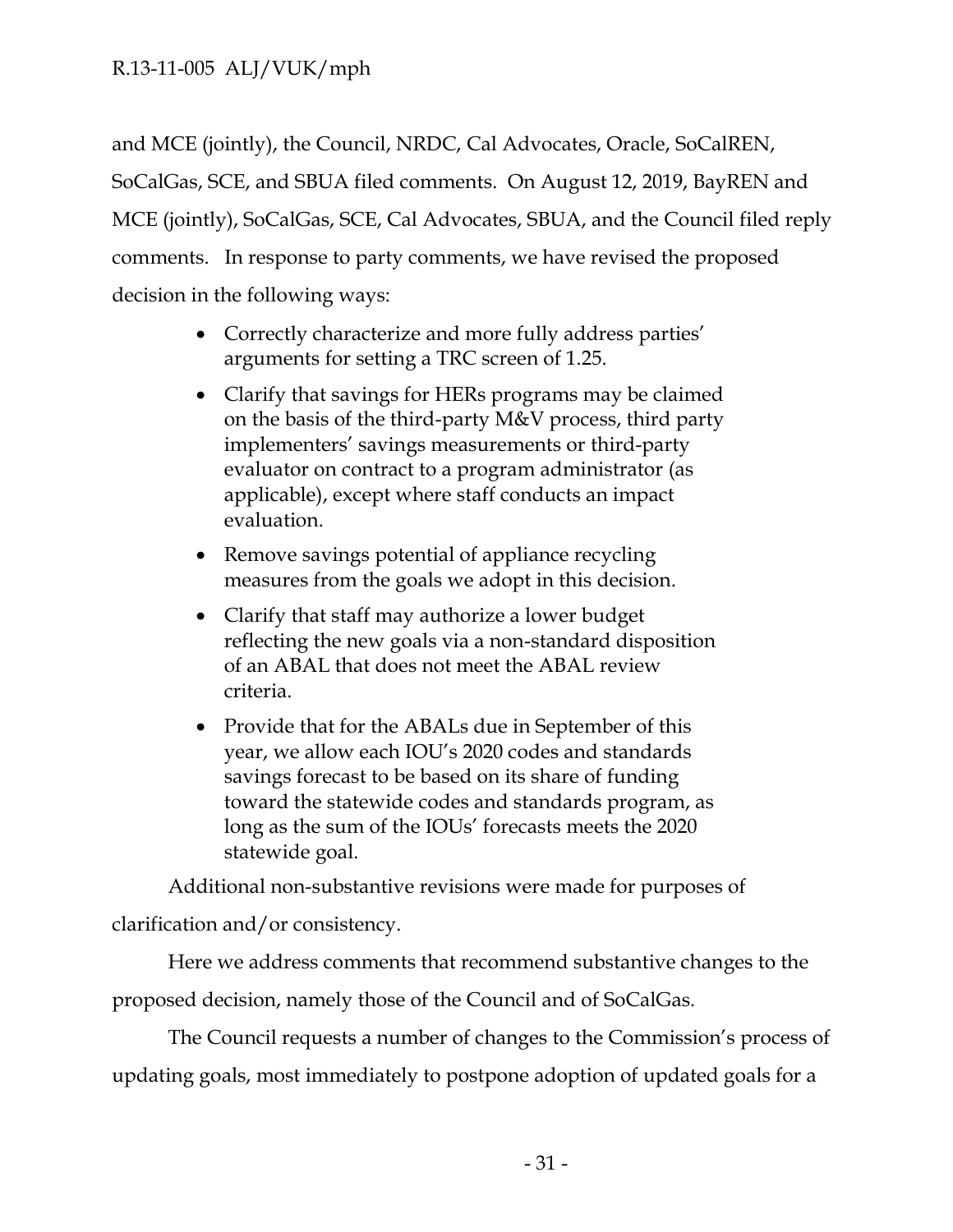and MCE (jointly), the Council, NRDC, Cal Advocates, Oracle, SoCalREN, SoCalGas, SCE, and SBUA filed comments. On August 12, 2019, BayREN and MCE (jointly), SoCalGas, SCE, Cal Advocates, SBUA, and the Council filed reply comments. In response to party comments, we have revised the proposed decision in the following ways:

- Correctly characterize and more fully address parties' arguments for setting a TRC screen of 1.25.
- Clarify that savings for HERs programs may be claimed on the basis of the third-party M&V process, third party implementers' savings measurements or third-party evaluator on contract to a program administrator (as applicable), except where staff conducts an impact evaluation.
- Remove savings potential of appliance recycling measures from the goals we adopt in this decision.
- Clarify that staff may authorize a lower budget reflecting the new goals via a non-standard disposition of an ABAL that does not meet the ABAL review criteria.
- Provide that for the ABALs due in September of this year, we allow each IOU's 2020 codes and standards savings forecast to be based on its share of funding toward the statewide codes and standards program, as long as the sum of the IOUs' forecasts meets the 2020 statewide goal.

Additional non-substantive revisions were made for purposes of clarification and/or consistency.

Here we address comments that recommend substantive changes to the proposed decision, namely those of the Council and of SoCalGas.

The Council requests a number of changes to the Commission's process of updating goals, most immediately to postpone adoption of updated goals for a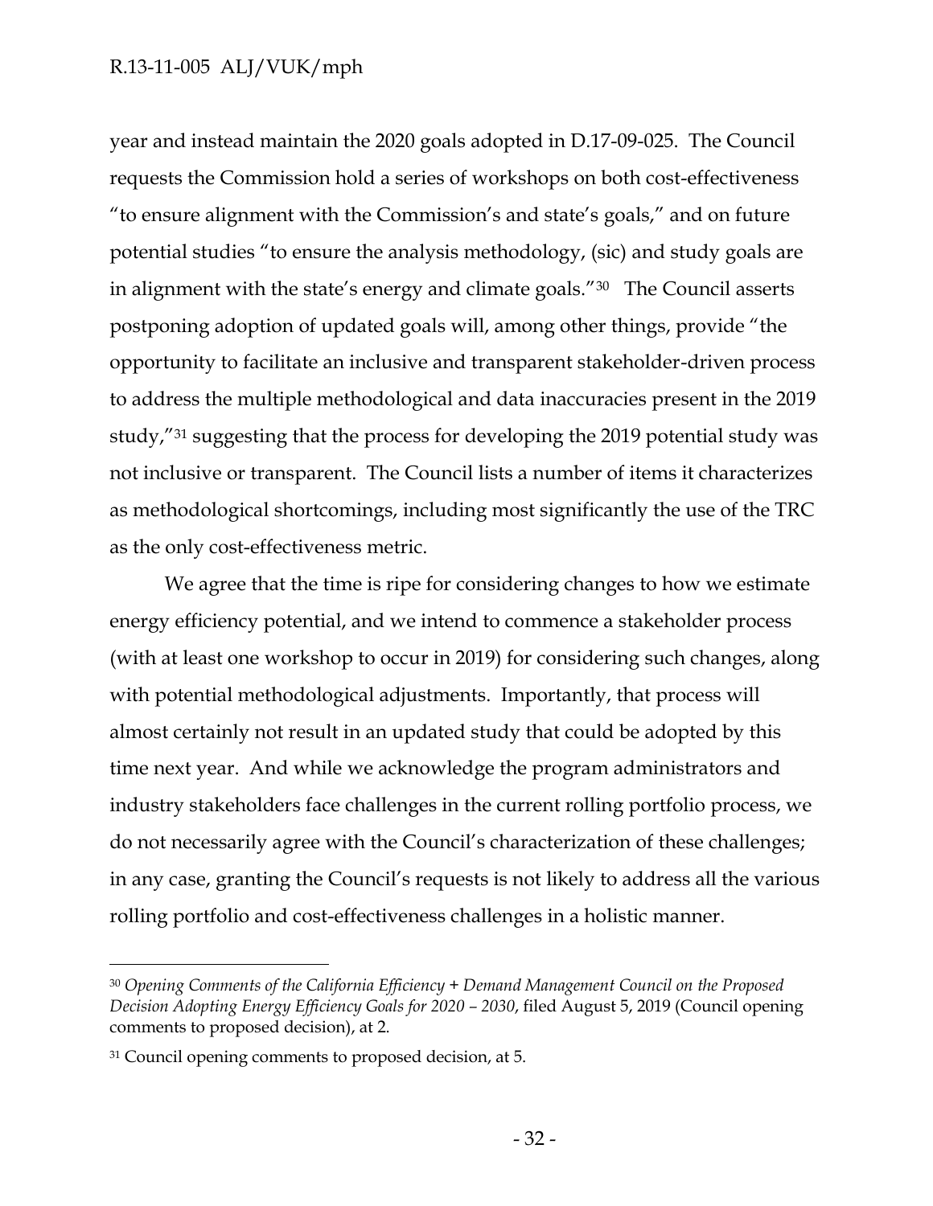year and instead maintain the 2020 goals adopted in D.17-09-025. The Council requests the Commission hold a series of workshops on both cost-effectiveness "to ensure alignment with the Commission's and state's goals," and on future potential studies "to ensure the analysis methodology, (sic) and study goals are in alignment with the state's energy and climate goals."[30] The Council asserts postponing adoption of updated goals will, among other things, provide "the opportunity to facilitate an inclusive and transparent stakeholder-driven process to address the multiple methodological and data inaccuracies present in the 2019 study,"[31] suggesting that the process for developing the 2019 potential study was not inclusive or transparent. The Council lists a number of items it characterizes as methodological shortcomings, including most significantly the use of the TRC as the only cost-effectiveness metric.

We agree that the time is ripe for considering changes to how we estimate energy efficiency potential, and we intend to commence a stakeholder process (with at least one workshop to occur in 2019) for considering such changes, along with potential methodological adjustments. Importantly, that process will almost certainly not result in an updated study that could be adopted by this time next year. And while we acknowledge the program administrators and industry stakeholders face challenges in the current rolling portfolio process, we do not necessarily agree with the Council's characterization of these challenges; in any case, granting the Council's requests is not likely to address all the various rolling portfolio and cost-effectiveness challenges in a holistic manner.

---

[30] *Opening Comments of the California Efficiency + Demand Management Council on the Proposed Decision Adopting Energy Efficiency Goals for 2020 – 2030*, filed August 5, 2019 (Council opening comments to proposed decision), at 2.

[31] Council opening comments to proposed decision, at 5.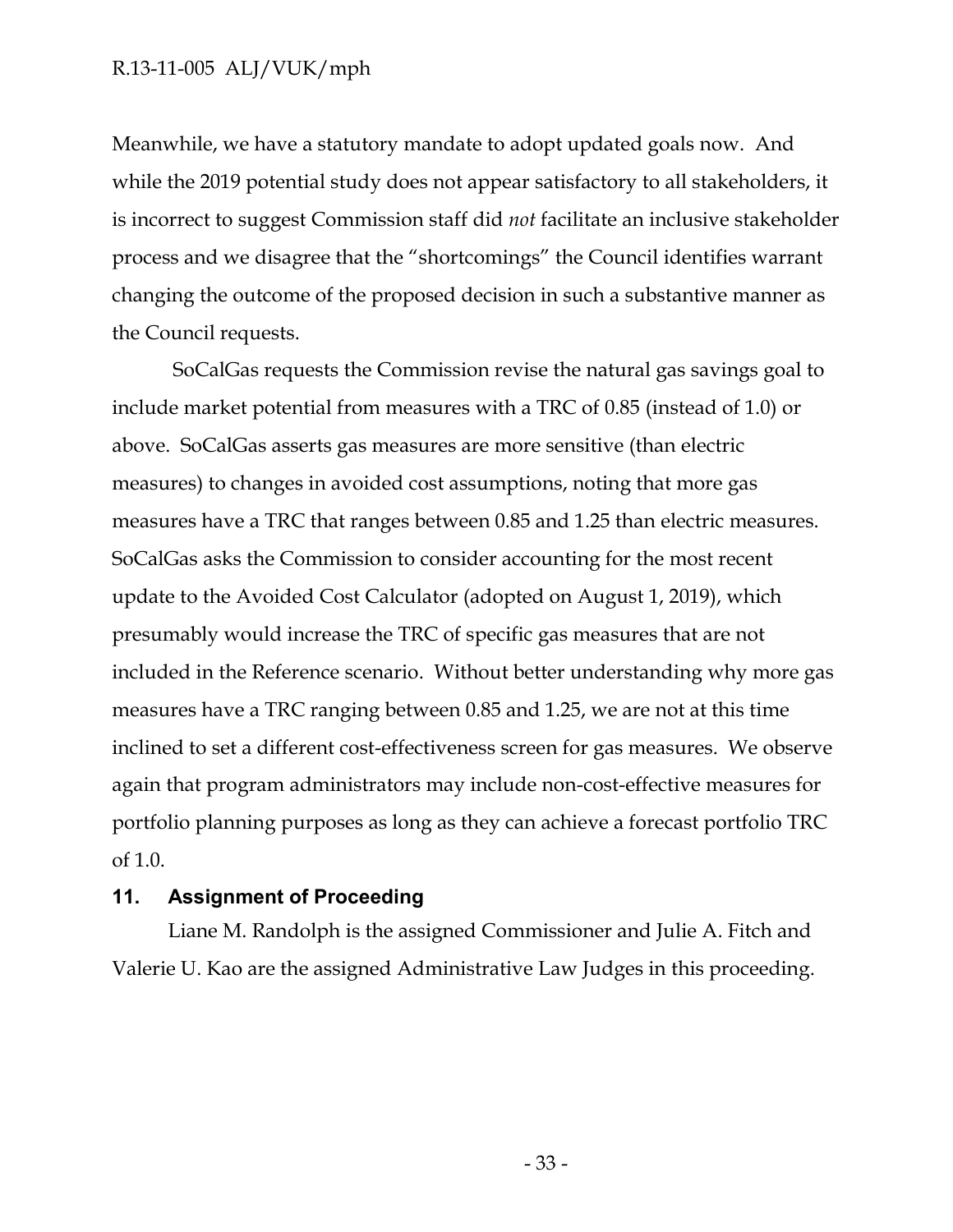Meanwhile, we have a statutory mandate to adopt updated goals now. And while the 2019 potential study does not appear satisfactory to all stakeholders, it is incorrect to suggest Commission staff did *not* facilitate an inclusive stakeholder process and we disagree that the "shortcomings" the Council identifies warrant changing the outcome of the proposed decision in such a substantive manner as the Council requests.

SoCalGas requests the Commission revise the natural gas savings goal to include market potential from measures with a TRC of 0.85 (instead of 1.0) or above. SoCalGas asserts gas measures are more sensitive (than electric measures) to changes in avoided cost assumptions, noting that more gas measures have a TRC that ranges between 0.85 and 1.25 than electric measures. SoCalGas asks the Commission to consider accounting for the most recent update to the Avoided Cost Calculator (adopted on August 1, 2019), which presumably would increase the TRC of specific gas measures that are not included in the Reference scenario. Without better understanding why more gas measures have a TRC ranging between 0.85 and 1.25, we are not at this time inclined to set a different cost-effectiveness screen for gas measures. We observe again that program administrators may include non-cost-effective measures for portfolio planning purposes as long as they can achieve a forecast portfolio TRC of 1.0.

## 11. Assignment of Proceeding

Liane M. Randolph is the assigned Commissioner and Julie A. Fitch and Valerie U. Kao are the assigned Administrative Law Judges in this proceeding.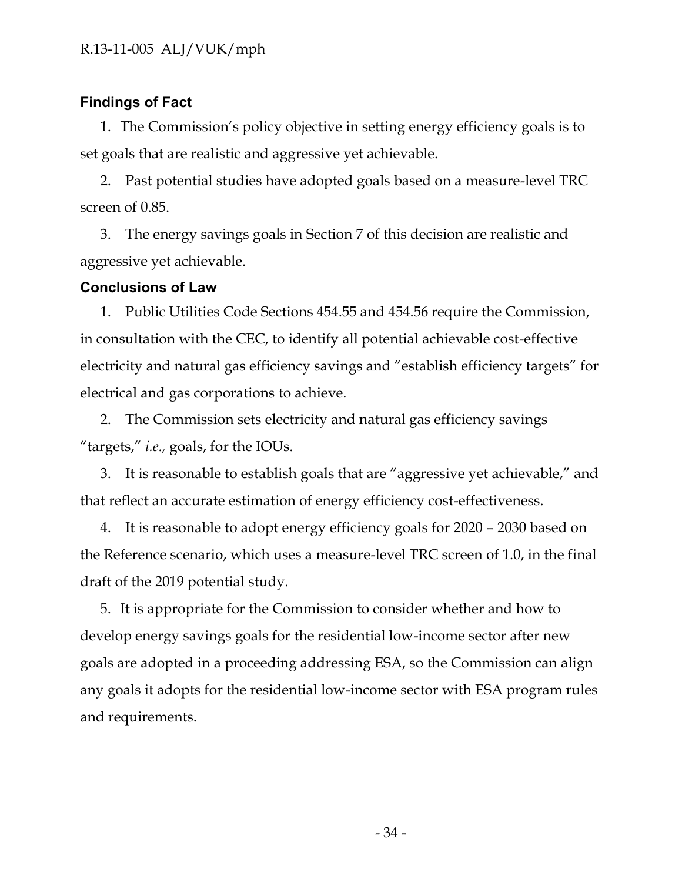## Findings of Fact

1. The Commission's policy objective in setting energy efficiency goals is to set goals that are realistic and aggressive yet achievable.

2. Past potential studies have adopted goals based on a measure-level TRC screen of 0.85.

3. The energy savings goals in Section 7 of this decision are realistic and aggressive yet achievable.

## Conclusions of Law

1. Public Utilities Code Sections 454.55 and 454.56 require the Commission, in consultation with the CEC, to identify all potential achievable cost-effective electricity and natural gas efficiency savings and "establish efficiency targets" for electrical and gas corporations to achieve.

2. The Commission sets electricity and natural gas efficiency savings "targets," *i.e.,* goals, for the IOUs.

3. It is reasonable to establish goals that are "aggressive yet achievable," and that reflect an accurate estimation of energy efficiency cost-effectiveness.

4. It is reasonable to adopt energy efficiency goals for 2020 – 2030 based on the Reference scenario, which uses a measure-level TRC screen of 1.0, in the final draft of the 2019 potential study.

5. It is appropriate for the Commission to consider whether and how to develop energy savings goals for the residential low-income sector after new goals are adopted in a proceeding addressing ESA, so the Commission can align any goals it adopts for the residential low-income sector with ESA program rules and requirements.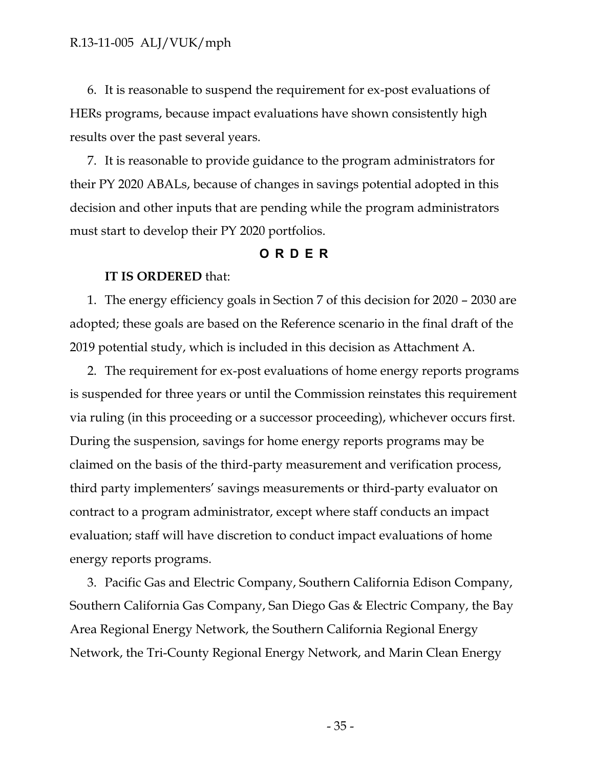6. It is reasonable to suspend the requirement for ex-post evaluations of HERs programs, because impact evaluations have shown consistently high results over the past several years.

7. It is reasonable to provide guidance to the program administrators for their PY 2020 ABALs, because of changes in savings potential adopted in this decision and other inputs that are pending while the program administrators must start to develop their PY 2020 portfolios.

## O R D E R

**IT IS ORDERED** that:

1. The energy efficiency goals in Section 7 of this decision for 2020 – 2030 are adopted; these goals are based on the Reference scenario in the final draft of the 2019 potential study, which is included in this decision as Attachment A.

2. The requirement for ex-post evaluations of home energy reports programs is suspended for three years or until the Commission reinstates this requirement via ruling (in this proceeding or a successor proceeding), whichever occurs first. During the suspension, savings for home energy reports programs may be claimed on the basis of the third-party measurement and verification process, third party implementers' savings measurements or third-party evaluator on contract to a program administrator, except where staff conducts an impact evaluation; staff will have discretion to conduct impact evaluations of home energy reports programs.

3. Pacific Gas and Electric Company, Southern California Edison Company, Southern California Gas Company, San Diego Gas & Electric Company, the Bay Area Regional Energy Network, the Southern California Regional Energy Network, the Tri-County Regional Energy Network, and Marin Clean Energy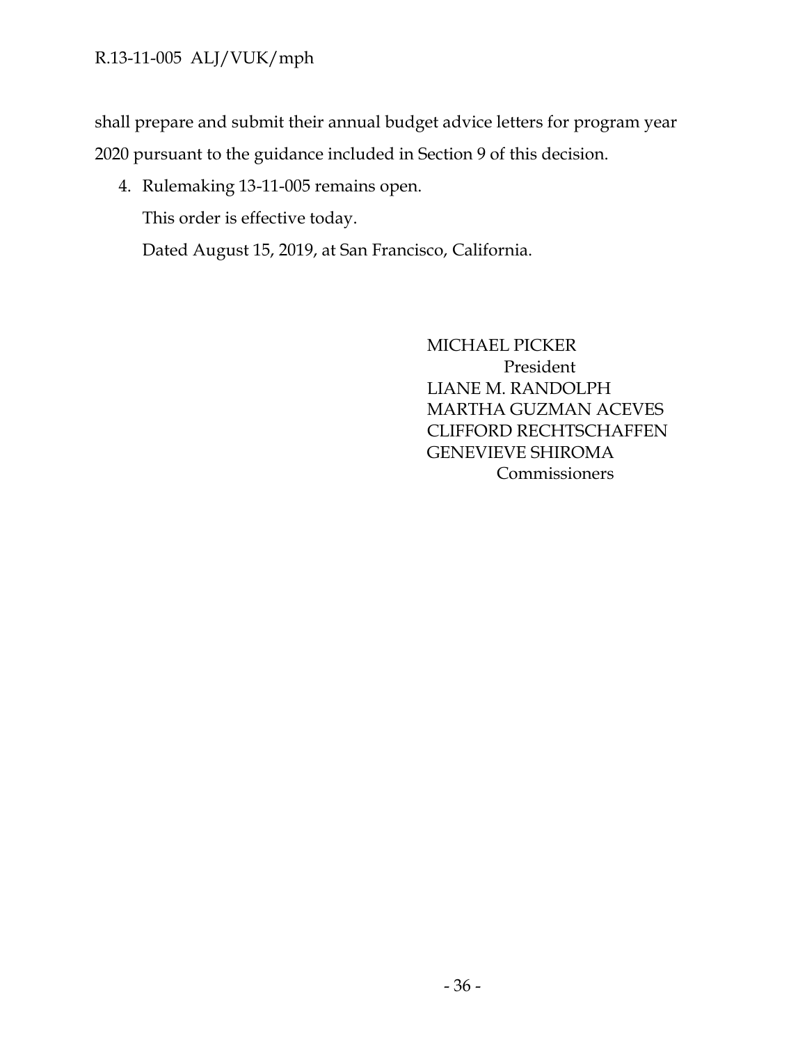shall prepare and submit their annual budget advice letters for program year 2020 pursuant to the guidance included in Section 9 of this decision.

4. Rulemaking 13-11-005 remains open.

This order is effective today.

Dated August 15, 2019, at San Francisco, California.

MICHAEL PICKER
President
LIANE M. RANDOLPH
MARTHA GUZMAN ACEVES
CLIFFORD RECHTSCHAFFEN
GENEVIEVE SHIROMA
Commissioners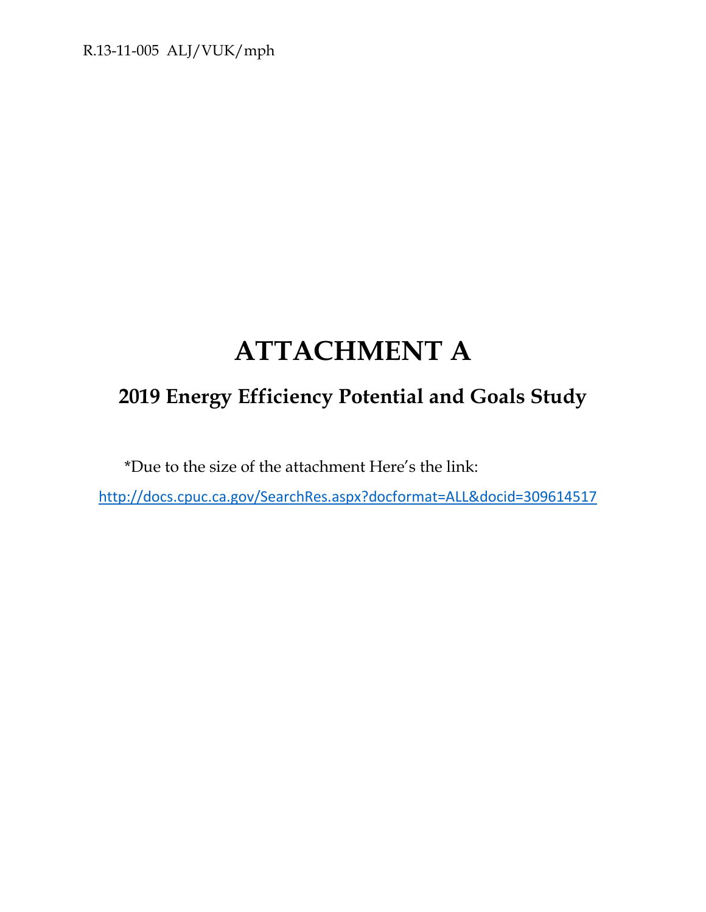# ATTACHMENT A

## 2019 Energy Efficiency Potential and Goals Study

*Due to the size of the attachment Here's the link:

http://docs.cpuc.ca.gov/SearchRes.aspx?docformat=ALL&docid=309614517